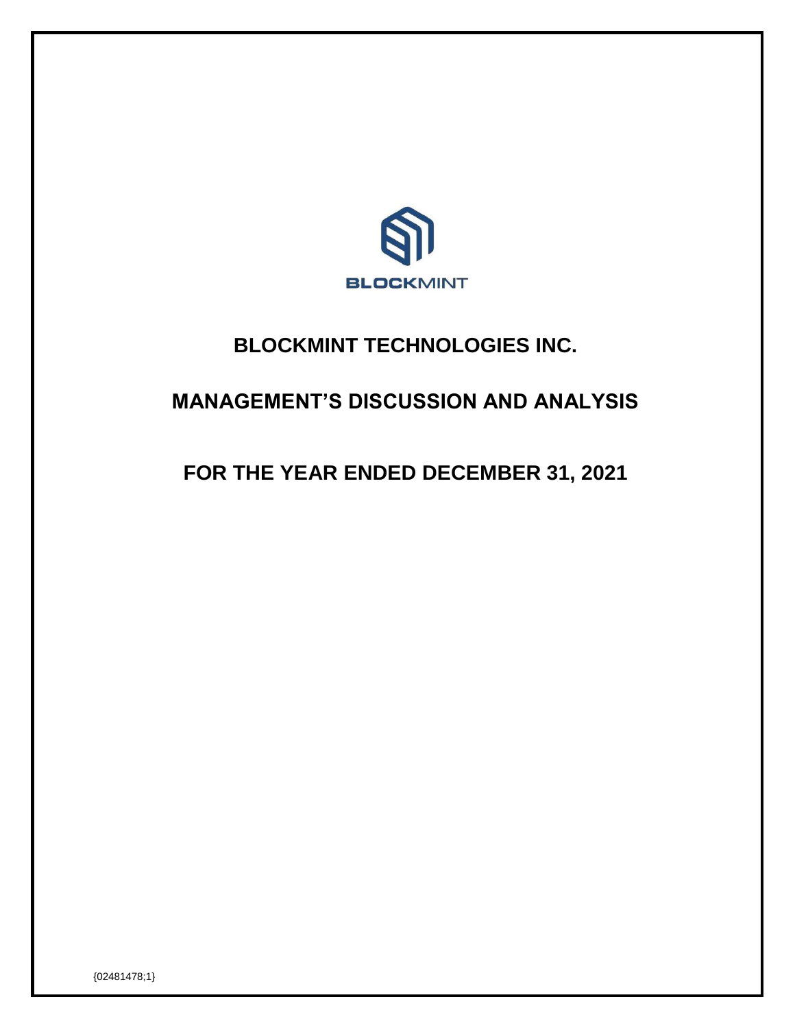BLOCKMINT

# BLOCKMINT TECHNOLOGIES INC.

# MANAGEMENT'S DISCUSSION AND ANALYSIS

# FOR THE YEAR ENDED DECEMBER 31, 2021

{02481478;1}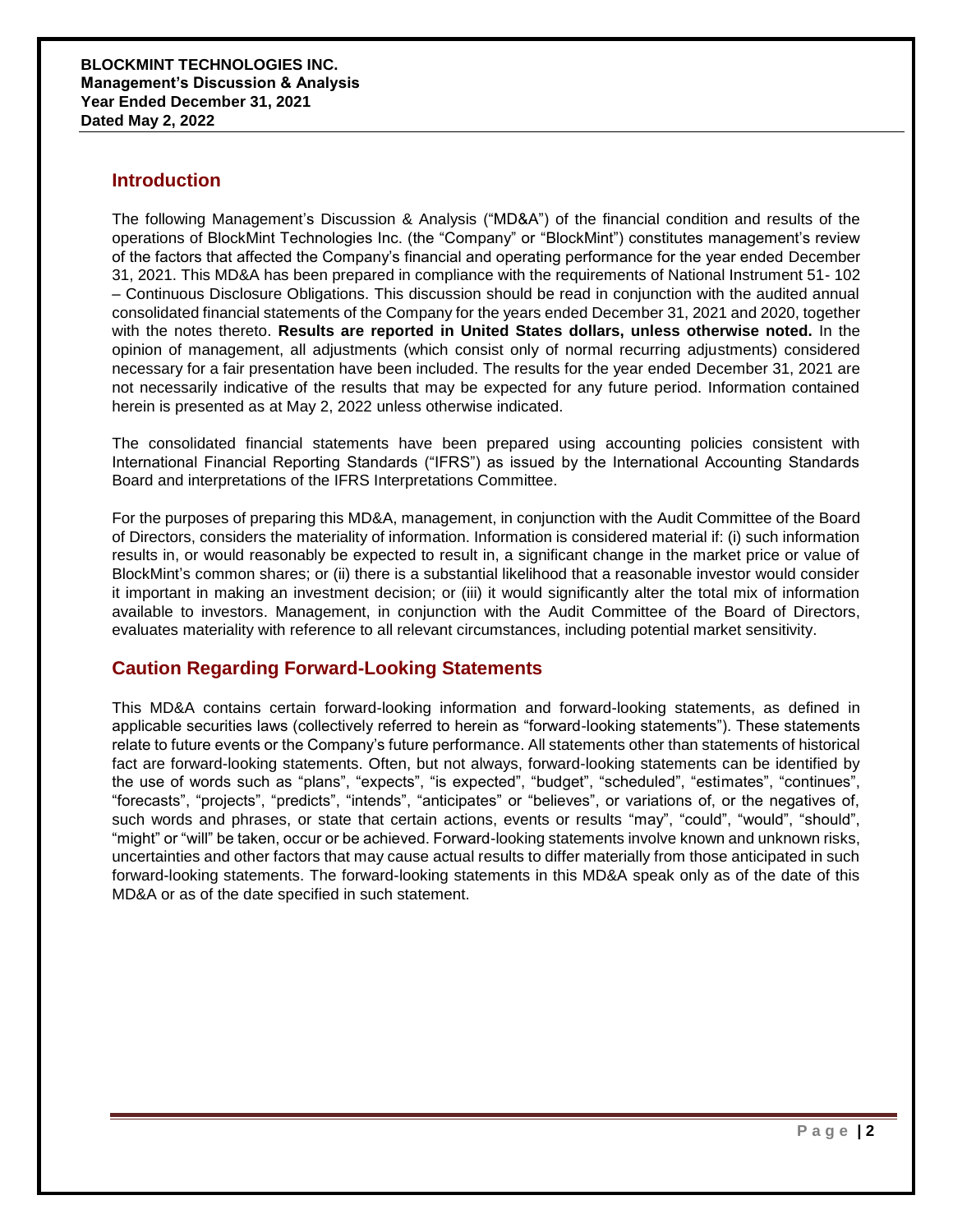## Introduction

The following Management's Discussion & Analysis ("MD&A") of the financial condition and results of the operations of BlockMint Technologies Inc. (the "Company" or "BlockMint") constitutes management's review of the factors that affected the Company's financial and operating performance for the year ended December 31, 2021. This MD&A has been prepared in compliance with the requirements of National Instrument 51- 102 – Continuous Disclosure Obligations. This discussion should be read in conjunction with the audited annual consolidated financial statements of the Company for the years ended December 31, 2021 and 2020, together with the notes thereto. **Results are reported in United States dollars, unless otherwise noted.** In the opinion of management, all adjustments (which consist only of normal recurring adjustments) considered necessary for a fair presentation have been included. The results for the year ended December 31, 2021 are not necessarily indicative of the results that may be expected for any future period. Information contained herein is presented as at May 2, 2022 unless otherwise indicated.

The consolidated financial statements have been prepared using accounting policies consistent with International Financial Reporting Standards ("IFRS") as issued by the International Accounting Standards Board and interpretations of the IFRS Interpretations Committee.

For the purposes of preparing this MD&A, management, in conjunction with the Audit Committee of the Board of Directors, considers the materiality of information. Information is considered material if: (i) such information results in, or would reasonably be expected to result in, a significant change in the market price or value of BlockMint's common shares; or (ii) there is a substantial likelihood that a reasonable investor would consider it important in making an investment decision; or (iii) it would significantly alter the total mix of information available to investors. Management, in conjunction with the Audit Committee of the Board of Directors, evaluates materiality with reference to all relevant circumstances, including potential market sensitivity.

## Caution Regarding Forward-Looking Statements

This MD&A contains certain forward-looking information and forward-looking statements, as defined in applicable securities laws (collectively referred to herein as "forward-looking statements"). These statements relate to future events or the Company's future performance. All statements other than statements of historical fact are forward-looking statements. Often, but not always, forward-looking statements can be identified by the use of words such as "plans", "expects", "is expected", "budget", "scheduled", "estimates", "continues", "forecasts", "projects", "predicts", "intends", "anticipates" or "believes", or variations of, or the negatives of, such words and phrases, or state that certain actions, events or results "may", "could", "would", "should", "might" or "will" be taken, occur or be achieved. Forward-looking statements involve known and unknown risks, uncertainties and other factors that may cause actual results to differ materially from those anticipated in such forward-looking statements. The forward-looking statements in this MD&A speak only as of the date of this MD&A or as of the date specified in such statement.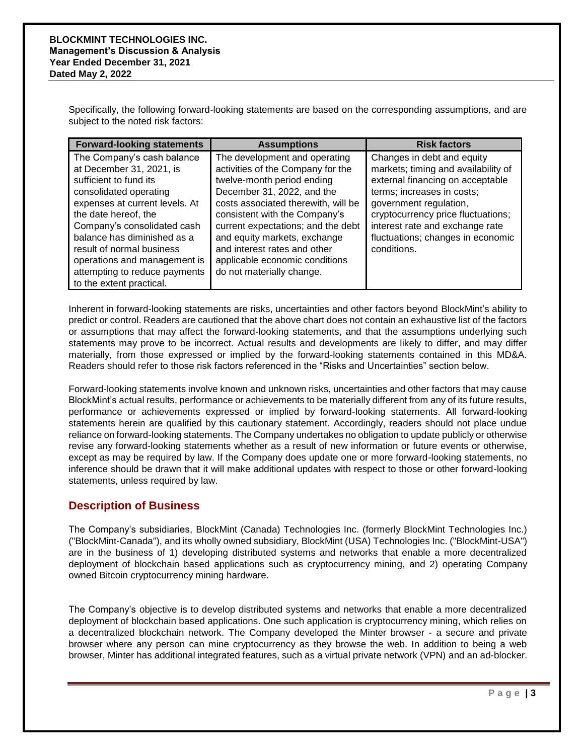Specifically, the following forward-looking statements are based on the corresponding assumptions, and are subject to the noted risk factors:

| Forward-looking statements | Assumptions | Risk factors |
|---|---|---|
| The Company's cash balance at December 31, 2021, is sufficient to fund its consolidated operating expenses at current levels. At the date hereof, the Company's consolidated cash balance has diminished as a result of normal business operations and management is attempting to reduce payments to the extent practical. | The development and operating activities of the Company for the twelve-month period ending December 31, 2022, and the costs associated therewith, will be consistent with the Company's current expectations; and the debt and equity markets, exchange and interest rates and other applicable economic conditions do not materially change. | Changes in debt and equity markets; timing and availability of external financing on acceptable terms; increases in costs; government regulation, cryptocurrency price fluctuations; interest rate and exchange rate fluctuations; changes in economic conditions. |

Inherent in forward-looking statements are risks, uncertainties and other factors beyond BlockMint's ability to predict or control. Readers are cautioned that the above chart does not contain an exhaustive list of the factors or assumptions that may affect the forward-looking statements, and that the assumptions underlying such statements may prove to be incorrect. Actual results and developments are likely to differ, and may differ materially, from those expressed or implied by the forward-looking statements contained in this MD&A. Readers should refer to those risk factors referenced in the "Risks and Uncertainties" section below.

Forward-looking statements involve known and unknown risks, uncertainties and other factors that may cause BlockMint's actual results, performance or achievements to be materially different from any of its future results, performance or achievements expressed or implied by forward-looking statements. All forward-looking statements herein are qualified by this cautionary statement. Accordingly, readers should not place undue reliance on forward-looking statements. The Company undertakes no obligation to update publicly or otherwise revise any forward-looking statements whether as a result of new information or future events or otherwise, except as may be required by law. If the Company does update one or more forward-looking statements, no inference should be drawn that it will make additional updates with respect to those or other forward-looking statements, unless required by law.

## Description of Business

The Company's subsidiaries, BlockMint (Canada) Technologies Inc. (formerly BlockMint Technologies Inc.) ("BlockMint-Canada"), and its wholly owned subsidiary, BlockMint (USA) Technologies Inc. ("BlockMint-USA") are in the business of 1) developing distributed systems and networks that enable a more decentralized deployment of blockchain based applications such as cryptocurrency mining, and 2) operating Company owned Bitcoin cryptocurrency mining hardware.

The Company's objective is to develop distributed systems and networks that enable a more decentralized deployment of blockchain based applications. One such application is cryptocurrency mining, which relies on a decentralized blockchain network. The Company developed the Minter browser - a secure and private browser where any person can mine cryptocurrency as they browse the web. In addition to being a web browser, Minter has additional integrated features, such as a virtual private network (VPN) and an ad-blocker.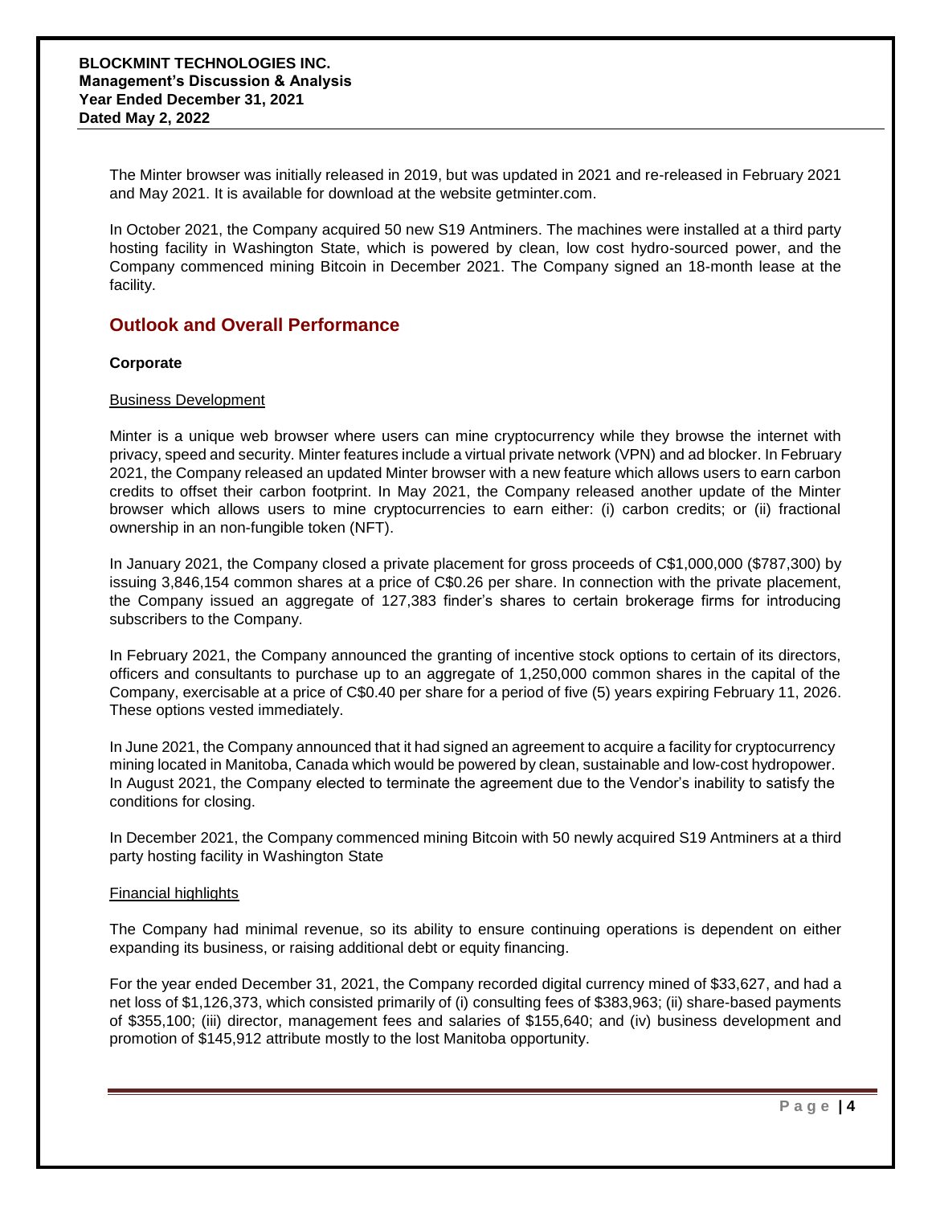The Minter browser was initially released in 2019, but was updated in 2021 and re-released in February 2021 and May 2021. It is available for download at the website getminter.com.

In October 2021, the Company acquired 50 new S19 Antminers. The machines were installed at a third party hosting facility in Washington State, which is powered by clean, low cost hydro-sourced power, and the Company commenced mining Bitcoin in December 2021. The Company signed an 18-month lease at the facility.

## Outlook and Overall Performance

**Corporate**

Business Development

Minter is a unique web browser where users can mine cryptocurrency while they browse the internet with privacy, speed and security. Minter features include a virtual private network (VPN) and ad blocker. In February 2021, the Company released an updated Minter browser with a new feature which allows users to earn carbon credits to offset their carbon footprint. In May 2021, the Company released another update of the Minter browser which allows users to mine cryptocurrencies to earn either: (i) carbon credits; or (ii) fractional ownership in an non-fungible token (NFT).

In January 2021, the Company closed a private placement for gross proceeds of C$1,000,000 ($787,300) by issuing 3,846,154 common shares at a price of C$0.26 per share. In connection with the private placement, the Company issued an aggregate of 127,383 finder's shares to certain brokerage firms for introducing subscribers to the Company.

In February 2021, the Company announced the granting of incentive stock options to certain of its directors, officers and consultants to purchase up to an aggregate of 1,250,000 common shares in the capital of the Company, exercisable at a price of C$0.40 per share for a period of five (5) years expiring February 11, 2026. These options vested immediately.

In June 2021, the Company announced that it had signed an agreement to acquire a facility for cryptocurrency mining located in Manitoba, Canada which would be powered by clean, sustainable and low-cost hydropower. In August 2021, the Company elected to terminate the agreement due to the Vendor's inability to satisfy the conditions for closing.

In December 2021, the Company commenced mining Bitcoin with 50 newly acquired S19 Antminers at a third party hosting facility in Washington State

Financial highlights

The Company had minimal revenue, so its ability to ensure continuing operations is dependent on either expanding its business, or raising additional debt or equity financing.

For the year ended December 31, 2021, the Company recorded digital currency mined of $33,627, and had a net loss of $1,126,373, which consisted primarily of (i) consulting fees of $383,963; (ii) share-based payments of $355,100; (iii) director, management fees and salaries of $155,640; and (iv) business development and promotion of $145,912 attribute mostly to the lost Manitoba opportunity.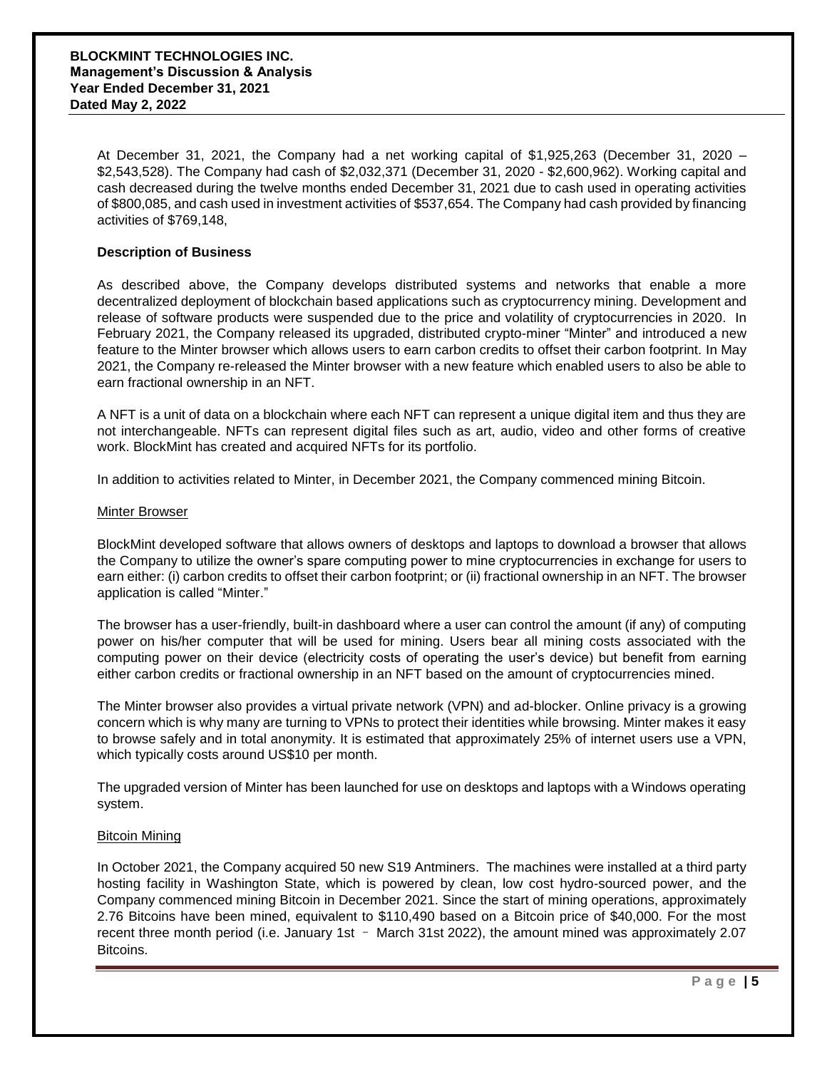At December 31, 2021, the Company had a net working capital of $1,925,263 (December 31, 2020 – $2,543,528). The Company had cash of $2,032,371 (December 31, 2020 - $2,600,962). Working capital and cash decreased during the twelve months ended December 31, 2021 due to cash used in operating activities of $800,085, and cash used in investment activities of $537,654. The Company had cash provided by financing activities of $769,148,

## Description of Business

As described above, the Company develops distributed systems and networks that enable a more decentralized deployment of blockchain based applications such as cryptocurrency mining. Development and release of software products were suspended due to the price and volatility of cryptocurrencies in 2020. In February 2021, the Company released its upgraded, distributed crypto-miner "Minter" and introduced a new feature to the Minter browser which allows users to earn carbon credits to offset their carbon footprint. In May 2021, the Company re-released the Minter browser with a new feature which enabled users to also be able to earn fractional ownership in an NFT.

A NFT is a unit of data on a blockchain where each NFT can represent a unique digital item and thus they are not interchangeable. NFTs can represent digital files such as art, audio, video and other forms of creative work. BlockMint has created and acquired NFTs for its portfolio.

In addition to activities related to Minter, in December 2021, the Company commenced mining Bitcoin.

### Minter Browser

BlockMint developed software that allows owners of desktops and laptops to download a browser that allows the Company to utilize the owner's spare computing power to mine cryptocurrencies in exchange for users to earn either: (i) carbon credits to offset their carbon footprint; or (ii) fractional ownership in an NFT. The browser application is called "Minter."

The browser has a user-friendly, built-in dashboard where a user can control the amount (if any) of computing power on his/her computer that will be used for mining. Users bear all mining costs associated with the computing power on their device (electricity costs of operating the user's device) but benefit from earning either carbon credits or fractional ownership in an NFT based on the amount of cryptocurrencies mined.

The Minter browser also provides a virtual private network (VPN) and ad-blocker. Online privacy is a growing concern which is why many are turning to VPNs to protect their identities while browsing. Minter makes it easy to browse safely and in total anonymity. It is estimated that approximately 25% of internet users use a VPN, which typically costs around US$10 per month.

The upgraded version of Minter has been launched for use on desktops and laptops with a Windows operating system.

### Bitcoin Mining

In October 2021, the Company acquired 50 new S19 Antminers. The machines were installed at a third party hosting facility in Washington State, which is powered by clean, low cost hydro-sourced power, and the Company commenced mining Bitcoin in December 2021. Since the start of mining operations, approximately 2.76 Bitcoins have been mined, equivalent to $110,490 based on a Bitcoin price of $40,000. For the most recent three month period (i.e. January 1st – March 31st 2022), the amount mined was approximately 2.07 Bitcoins.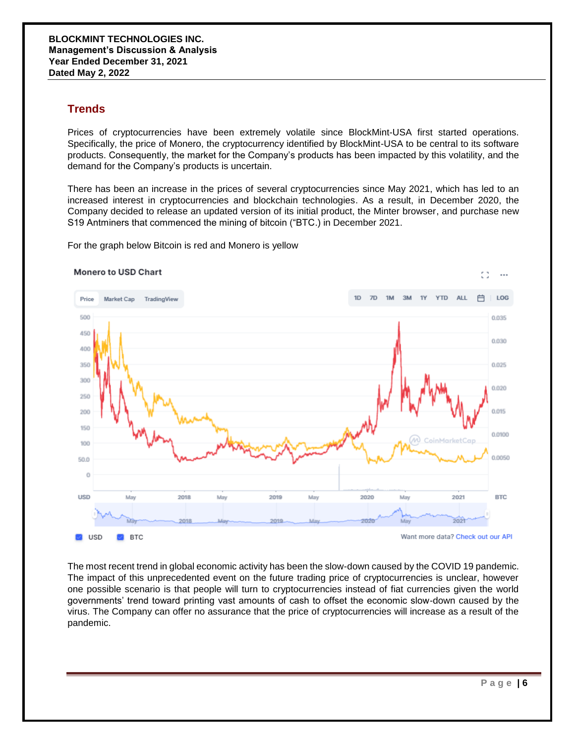## Trends

Prices of cryptocurrencies have been extremely volatile since BlockMint-USA first started operations. Specifically, the price of Monero, the cryptocurrency identified by BlockMint-USA to be central to its software products. Consequently, the market for the Company's products has been impacted by this volatility, and the demand for the Company's products is uncertain.

There has been an increase in the prices of several cryptocurrencies since May 2021, which has led to an increased interest in cryptocurrencies and blockchain technologies. As a result, in December 2020, the Company decided to release an updated version of its initial product, the Minter browser, and purchase new S19 Antminers that commenced the mining of bitcoin ("BTC.) in December 2021.

For the graph below Bitcoin is red and Monero is yellow

The most recent trend in global economic activity has been the slow-down caused by the COVID 19 pandemic. The impact of this unprecedented event on the future trading price of cryptocurrencies is unclear, however one possible scenario is that people will turn to cryptocurrencies instead of fiat currencies given the world governments' trend toward printing vast amounts of cash to offset the economic slow-down caused by the virus. The Company can offer no assurance that the price of cryptocurrencies will increase as a result of the pandemic.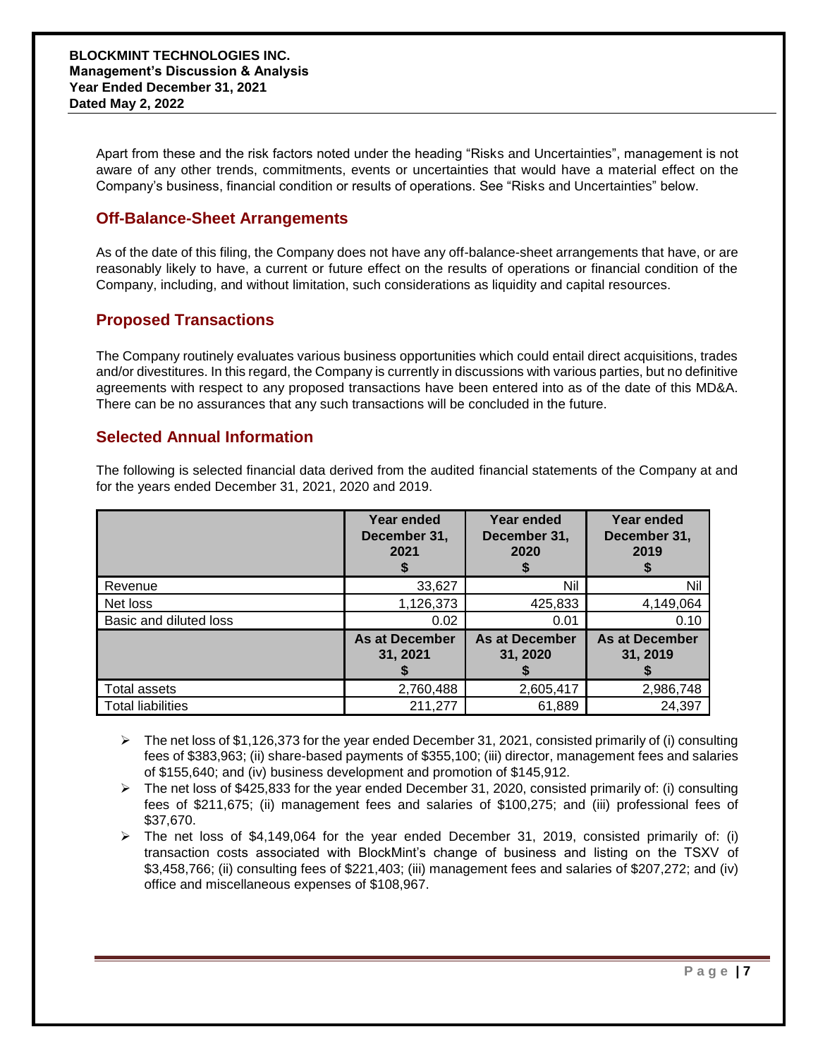Apart from these and the risk factors noted under the heading "Risks and Uncertainties", management is not aware of any other trends, commitments, events or uncertainties that would have a material effect on the Company's business, financial condition or results of operations. See "Risks and Uncertainties" below.

## Off-Balance-Sheet Arrangements

As of the date of this filing, the Company does not have any off-balance-sheet arrangements that have, or are reasonably likely to have, a current or future effect on the results of operations or financial condition of the Company, including, and without limitation, such considerations as liquidity and capital resources.

## Proposed Transactions

The Company routinely evaluates various business opportunities which could entail direct acquisitions, trades and/or divestitures. In this regard, the Company is currently in discussions with various parties, but no definitive agreements with respect to any proposed transactions have been entered into as of the date of this MD&A. There can be no assurances that any such transactions will be concluded in the future.

## Selected Annual Information

The following is selected financial data derived from the audited financial statements of the Company at and for the years ended December 31, 2021, 2020 and 2019.

| | Year ended December 31, 2021 $ | Year ended December 31, 2020 $ | Year ended December 31, 2019 $ |
|---|---|---|---|
| Revenue | 33,627 | Nil | Nil |
| Net loss | 1,126,373 | 425,833 | 4,149,064 |
| Basic and diluted loss | 0.02 | 0.01 | 0.10 |
| | **As at December 31, 2021 $** | **As at December 31, 2020 $** | **As at December 31, 2019 $** |
| Total assets | 2,760,488 | 2,605,417 | 2,986,748 |
| Total liabilities | 211,277 | 61,889 | 24,397 |

- The net loss of $1,126,373 for the year ended December 31, 2021, consisted primarily of (i) consulting fees of $383,963; (ii) share-based payments of $355,100; (iii) director, management fees and salaries of $155,640; and (iv) business development and promotion of $145,912.
- The net loss of $425,833 for the year ended December 31, 2020, consisted primarily of: (i) consulting fees of $211,675; (ii) management fees and salaries of $100,275; and (iii) professional fees of $37,670.
- The net loss of $4,149,064 for the year ended December 31, 2019, consisted primarily of: (i) transaction costs associated with BlockMint's change of business and listing on the TSXV of $3,458,766; (ii) consulting fees of $221,403; (iii) management fees and salaries of $207,272; and (iv) office and miscellaneous expenses of $108,967.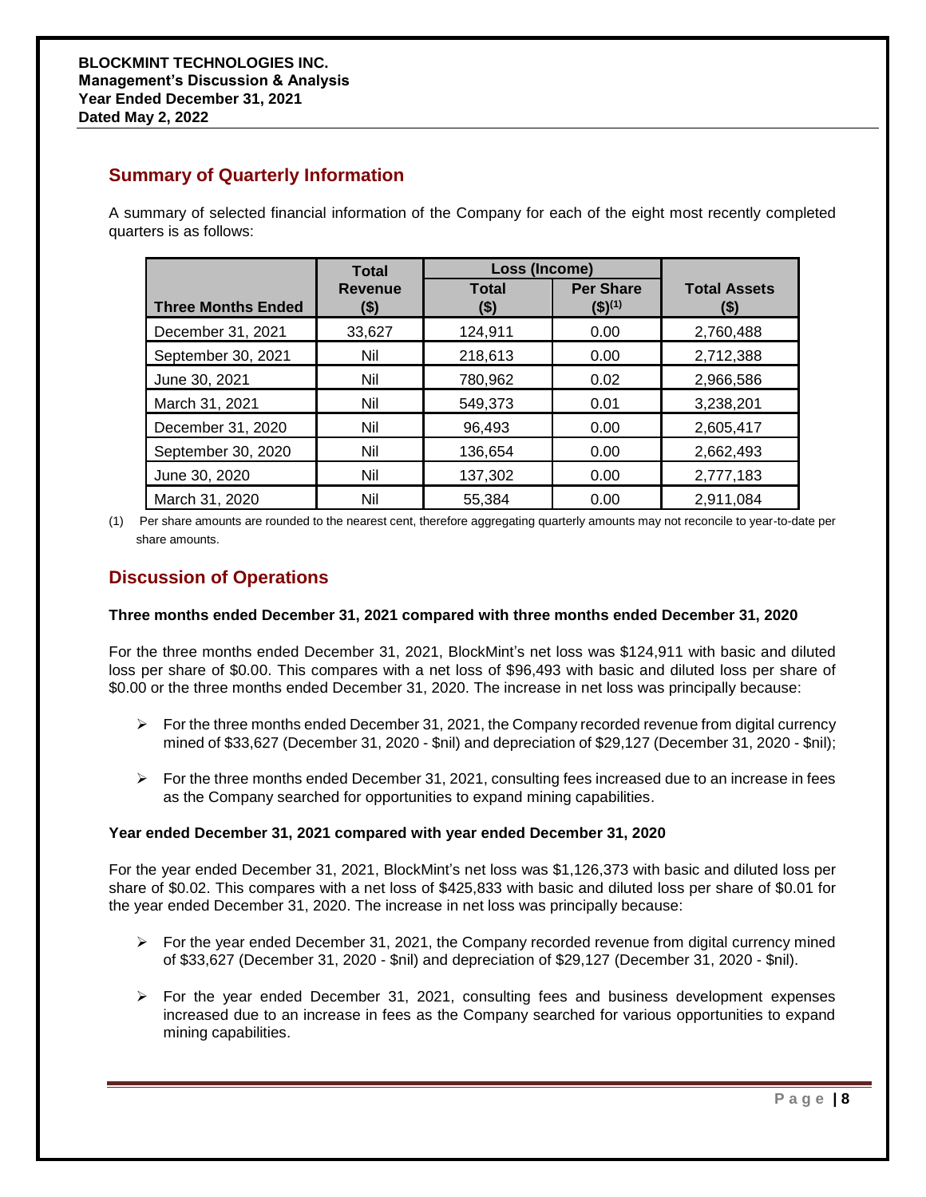## Summary of Quarterly Information

A summary of selected financial information of the Company for each of the eight most recently completed quarters is as follows:

| Three Months Ended | Total Revenue ($) | Loss (Income) | | Total Assets ($) |
|---|---|---|---|---|
| | | Total ($) | Per Share ($)[1] | |
| December 31, 2021 | 33,627 | 124,911 | 0.00 | 2,760,488 |
| September 30, 2021 | Nil | 218,613 | 0.00 | 2,712,388 |
| June 30, 2021 | Nil | 780,962 | 0.02 | 2,966,586 |
| March 31, 2021 | Nil | 549,373 | 0.01 | 3,238,201 |
| December 31, 2020 | Nil | 96,493 | 0.00 | 2,605,417 |
| September 30, 2020 | Nil | 136,654 | 0.00 | 2,662,493 |
| June 30, 2020 | Nil | 137,302 | 0.00 | 2,777,183 |
| March 31, 2020 | Nil | 55,384 | 0.00 | 2,911,084 |

(1) Per share amounts are rounded to the nearest cent, therefore aggregating quarterly amounts may not reconcile to year-to-date per share amounts.

## Discussion of Operations

**Three months ended December 31, 2021 compared with three months ended December 31, 2020**

For the three months ended December 31, 2021, BlockMint's net loss was $124,911 with basic and diluted loss per share of $0.00. This compares with a net loss of $96,493 with basic and diluted loss per share of $0.00 or the three months ended December 31, 2020. The increase in net loss was principally because:

- For the three months ended December 31, 2021, the Company recorded revenue from digital currency mined of $33,627 (December 31, 2020 - $nil) and depreciation of $29,127 (December 31, 2020 - $nil);
- For the three months ended December 31, 2021, consulting fees increased due to an increase in fees as the Company searched for opportunities to expand mining capabilities.

**Year ended December 31, 2021 compared with year ended December 31, 2020**

For the year ended December 31, 2021, BlockMint's net loss was $1,126,373 with basic and diluted loss per share of $0.02. This compares with a net loss of $425,833 with basic and diluted loss per share of $0.01 for the year ended December 31, 2020. The increase in net loss was principally because:

- For the year ended December 31, 2021, the Company recorded revenue from digital currency mined of $33,627 (December 31, 2020 - $nil) and depreciation of $29,127 (December 31, 2020 - $nil).
- For the year ended December 31, 2021, consulting fees and business development expenses increased due to an increase in fees as the Company searched for various opportunities to expand mining capabilities.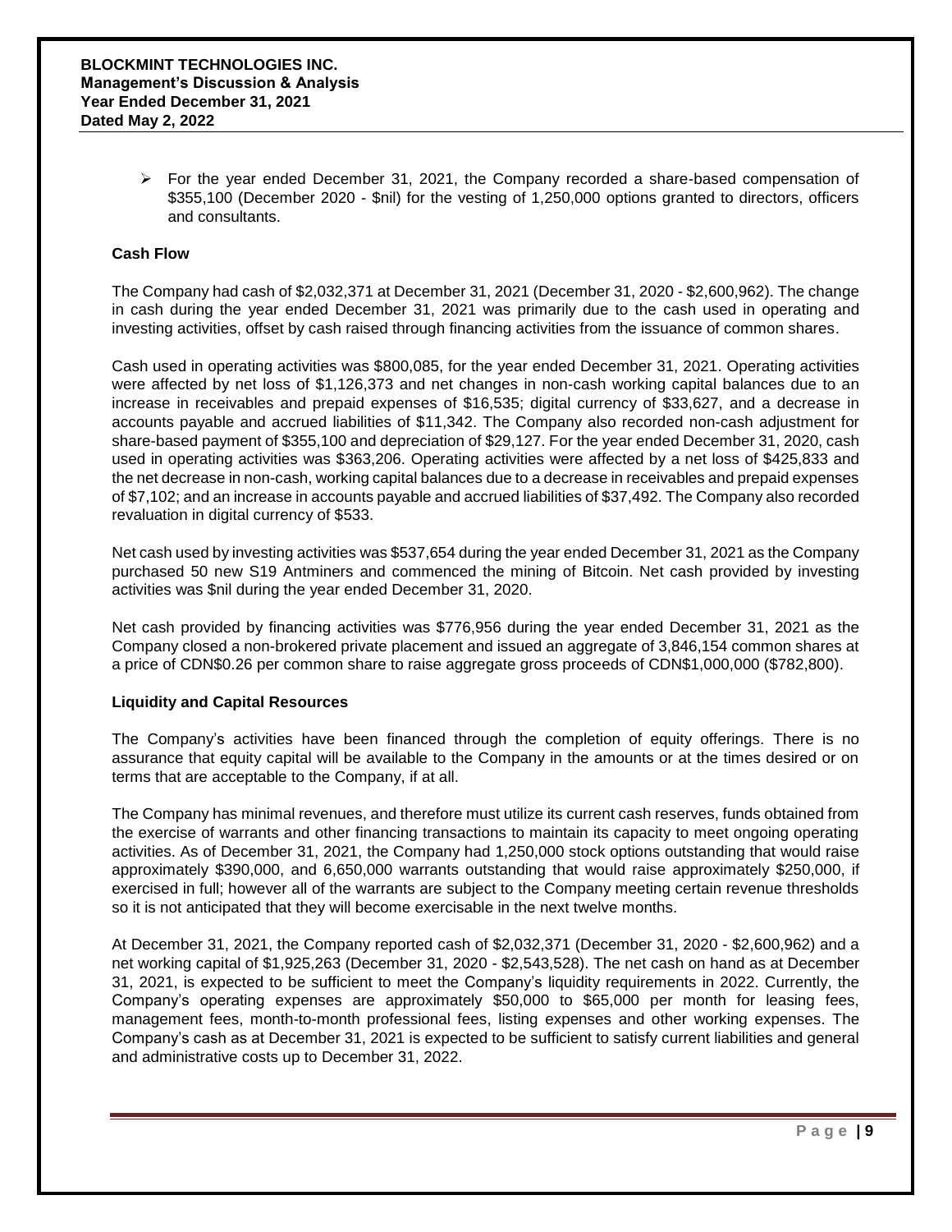- For the year ended December 31, 2021, the Company recorded a share-based compensation of $355,100 (December 2020 - $nil) for the vesting of 1,250,000 options granted to directors, officers and consultants.

**Cash Flow**

The Company had cash of $2,032,371 at December 31, 2021 (December 31, 2020 - $2,600,962). The change in cash during the year ended December 31, 2021 was primarily due to the cash used in operating and investing activities, offset by cash raised through financing activities from the issuance of common shares.

Cash used in operating activities was $800,085, for the year ended December 31, 2021. Operating activities were affected by net loss of $1,126,373 and net changes in non-cash working capital balances due to an increase in receivables and prepaid expenses of $16,535; digital currency of $33,627, and a decrease in accounts payable and accrued liabilities of $11,342. The Company also recorded non-cash adjustment for share-based payment of $355,100 and depreciation of $29,127. For the year ended December 31, 2020, cash used in operating activities was $363,206. Operating activities were affected by a net loss of $425,833 and the net decrease in non-cash, working capital balances due to a decrease in receivables and prepaid expenses of $7,102; and an increase in accounts payable and accrued liabilities of $37,492. The Company also recorded revaluation in digital currency of $533.

Net cash used by investing activities was $537,654 during the year ended December 31, 2021 as the Company purchased 50 new S19 Antminers and commenced the mining of Bitcoin. Net cash provided by investing activities was $nil during the year ended December 31, 2020.

Net cash provided by financing activities was $776,956 during the year ended December 31, 2021 as the Company closed a non-brokered private placement and issued an aggregate of 3,846,154 common shares at a price of CDN$0.26 per common share to raise aggregate gross proceeds of CDN$1,000,000 ($782,800).

**Liquidity and Capital Resources**

The Company's activities have been financed through the completion of equity offerings. There is no assurance that equity capital will be available to the Company in the amounts or at the times desired or on terms that are acceptable to the Company, if at all.

The Company has minimal revenues, and therefore must utilize its current cash reserves, funds obtained from the exercise of warrants and other financing transactions to maintain its capacity to meet ongoing operating activities. As of December 31, 2021, the Company had 1,250,000 stock options outstanding that would raise approximately $390,000, and 6,650,000 warrants outstanding that would raise approximately $250,000, if exercised in full; however all of the warrants are subject to the Company meeting certain revenue thresholds so it is not anticipated that they will become exercisable in the next twelve months.

At December 31, 2021, the Company reported cash of $2,032,371 (December 31, 2020 - $2,600,962) and a net working capital of $1,925,263 (December 31, 2020 - $2,543,528). The net cash on hand as at December 31, 2021, is expected to be sufficient to meet the Company's liquidity requirements in 2022. Currently, the Company's operating expenses are approximately $50,000 to $65,000 per month for leasing fees, management fees, month-to-month professional fees, listing expenses and other working expenses. The Company's cash as at December 31, 2021 is expected to be sufficient to satisfy current liabilities and general and administrative costs up to December 31, 2022.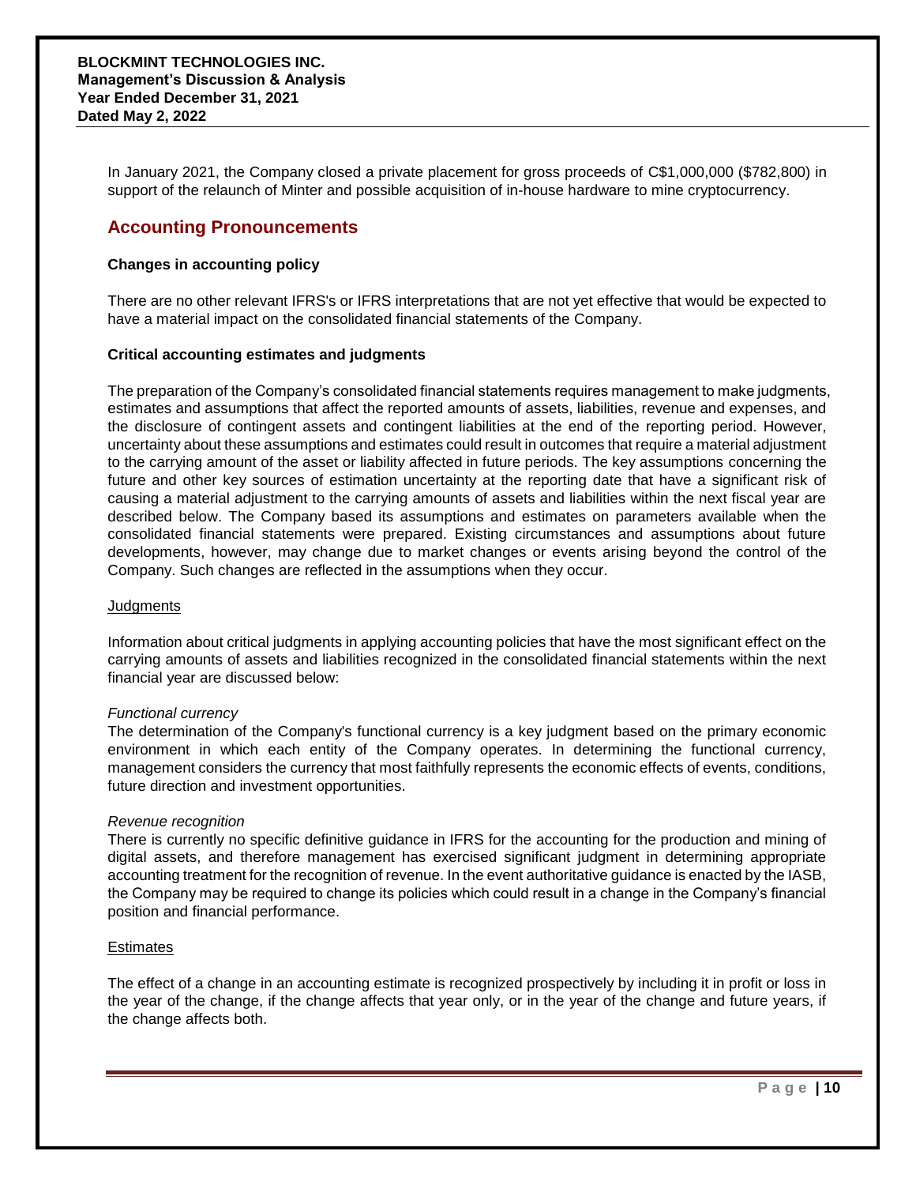In January 2021, the Company closed a private placement for gross proceeds of C$1,000,000 ($782,800) in support of the relaunch of Minter and possible acquisition of in-house hardware to mine cryptocurrency.

## Accounting Pronouncements

### Changes in accounting policy

There are no other relevant IFRS's or IFRS interpretations that are not yet effective that would be expected to have a material impact on the consolidated financial statements of the Company.

### Critical accounting estimates and judgments

The preparation of the Company's consolidated financial statements requires management to make judgments, estimates and assumptions that affect the reported amounts of assets, liabilities, revenue and expenses, and the disclosure of contingent assets and contingent liabilities at the end of the reporting period. However, uncertainty about these assumptions and estimates could result in outcomes that require a material adjustment to the carrying amount of the asset or liability affected in future periods. The key assumptions concerning the future and other key sources of estimation uncertainty at the reporting date that have a significant risk of causing a material adjustment to the carrying amounts of assets and liabilities within the next fiscal year are described below. The Company based its assumptions and estimates on parameters available when the consolidated financial statements were prepared. Existing circumstances and assumptions about future developments, however, may change due to market changes or events arising beyond the control of the Company. Such changes are reflected in the assumptions when they occur.

Judgments

Information about critical judgments in applying accounting policies that have the most significant effect on the carrying amounts of assets and liabilities recognized in the consolidated financial statements within the next financial year are discussed below:

*Functional currency*
The determination of the Company's functional currency is a key judgment based on the primary economic environment in which each entity of the Company operates. In determining the functional currency, management considers the currency that most faithfully represents the economic effects of events, conditions, future direction and investment opportunities.

*Revenue recognition*
There is currently no specific definitive guidance in IFRS for the accounting for the production and mining of digital assets, and therefore management has exercised significant judgment in determining appropriate accounting treatment for the recognition of revenue. In the event authoritative guidance is enacted by the IASB, the Company may be required to change its policies which could result in a change in the Company's financial position and financial performance.

Estimates

The effect of a change in an accounting estimate is recognized prospectively by including it in profit or loss in the year of the change, if the change affects that year only, or in the year of the change and future years, if the change affects both.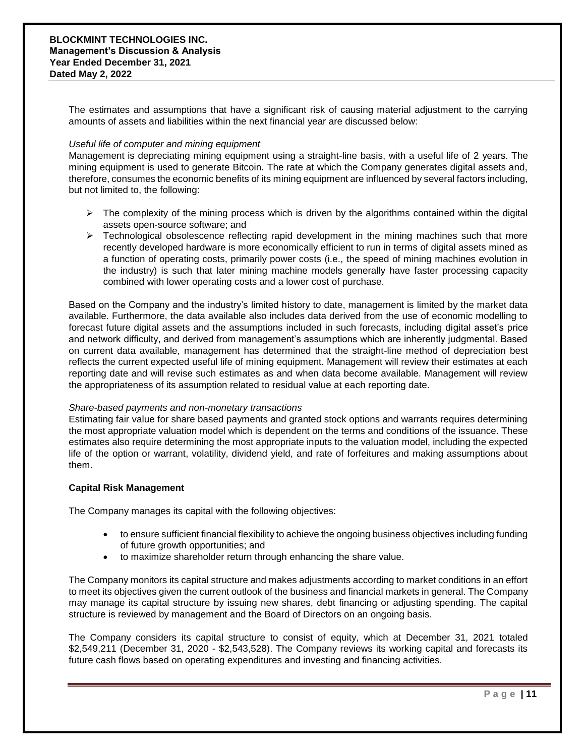The estimates and assumptions that have a significant risk of causing material adjustment to the carrying amounts of assets and liabilities within the next financial year are discussed below:

*Useful life of computer and mining equipment*

Management is depreciating mining equipment using a straight-line basis, with a useful life of 2 years. The mining equipment is used to generate Bitcoin. The rate at which the Company generates digital assets and, therefore, consumes the economic benefits of its mining equipment are influenced by several factors including, but not limited to, the following:

- The complexity of the mining process which is driven by the algorithms contained within the digital assets open-source software; and
- Technological obsolescence reflecting rapid development in the mining machines such that more recently developed hardware is more economically efficient to run in terms of digital assets mined as a function of operating costs, primarily power costs (i.e., the speed of mining machines evolution in the industry) is such that later mining machine models generally have faster processing capacity combined with lower operating costs and a lower cost of purchase.

Based on the Company and the industry's limited history to date, management is limited by the market data available. Furthermore, the data available also includes data derived from the use of economic modelling to forecast future digital assets and the assumptions included in such forecasts, including digital asset's price and network difficulty, and derived from management's assumptions which are inherently judgmental. Based on current data available, management has determined that the straight-line method of depreciation best reflects the current expected useful life of mining equipment. Management will review their estimates at each reporting date and will revise such estimates as and when data become available. Management will review the appropriateness of its assumption related to residual value at each reporting date.

*Share-based payments and non-monetary transactions*

Estimating fair value for share based payments and granted stock options and warrants requires determining the most appropriate valuation model which is dependent on the terms and conditions of the issuance. These estimates also require determining the most appropriate inputs to the valuation model, including the expected life of the option or warrant, volatility, dividend yield, and rate of forfeitures and making assumptions about them.

## Capital Risk Management

The Company manages its capital with the following objectives:

- to ensure sufficient financial flexibility to achieve the ongoing business objectives including funding of future growth opportunities; and
- to maximize shareholder return through enhancing the share value.

The Company monitors its capital structure and makes adjustments according to market conditions in an effort to meet its objectives given the current outlook of the business and financial markets in general. The Company may manage its capital structure by issuing new shares, debt financing or adjusting spending. The capital structure is reviewed by management and the Board of Directors on an ongoing basis.

The Company considers its capital structure to consist of equity, which at December 31, 2021 totaled $2,549,211 (December 31, 2020 - $2,543,528). The Company reviews its working capital and forecasts its future cash flows based on operating expenditures and investing and financing activities.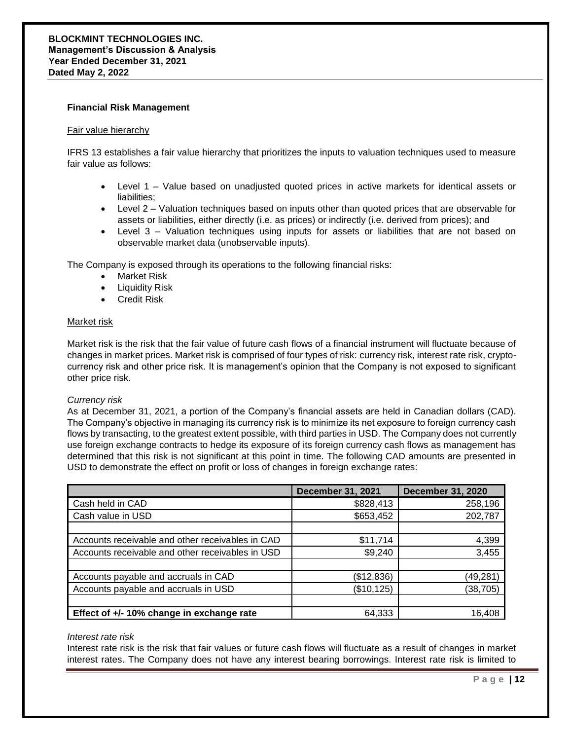## Financial Risk Management

Fair value hierarchy

IFRS 13 establishes a fair value hierarchy that prioritizes the inputs to valuation techniques used to measure fair value as follows:

- Level 1 – Value based on unadjusted quoted prices in active markets for identical assets or liabilities;
- Level 2 – Valuation techniques based on inputs other than quoted prices that are observable for assets or liabilities, either directly (i.e. as prices) or indirectly (i.e. derived from prices); and
- Level 3 – Valuation techniques using inputs for assets or liabilities that are not based on observable market data (unobservable inputs).

The Company is exposed through its operations to the following financial risks:

- Market Risk
- Liquidity Risk
- Credit Risk

Market risk

Market risk is the risk that the fair value of future cash flows of a financial instrument will fluctuate because of changes in market prices. Market risk is comprised of four types of risk: currency risk, interest rate risk, crypto-currency risk and other price risk. It is management's opinion that the Company is not exposed to significant other price risk.

*Currency risk*

As at December 31, 2021, a portion of the Company's financial assets are held in Canadian dollars (CAD). The Company's objective in managing its currency risk is to minimize its net exposure to foreign currency cash flows by transacting, to the greatest extent possible, with third parties in USD. The Company does not currently use foreign exchange contracts to hedge its exposure of its foreign currency cash flows as management has determined that this risk is not significant at this point in time. The following CAD amounts are presented in USD to demonstrate the effect on profit or loss of changes in foreign exchange rates:

| | December 31, 2021 | December 31, 2020 |
|---|---|---|
| Cash held in CAD | $828,413 | 258,196 |
| Cash value in USD | $653,452 | 202,787 |
| | | |
| Accounts receivable and other receivables in CAD | $11,714 | 4,399 |
| Accounts receivable and other receivables in USD | $9,240 | 3,455 |
| | | |
| Accounts payable and accruals in CAD | ($12,836) | (49,281) |
| Accounts payable and accruals in USD | ($10,125) | (38,705) |
| | | |
| **Effect of +/- 10% change in exchange rate** | 64,333 | 16,408 |

*Interest rate risk*

Interest rate risk is the risk that fair values or future cash flows will fluctuate as a result of changes in market interest rates. The Company does not have any interest bearing borrowings. Interest rate risk is limited to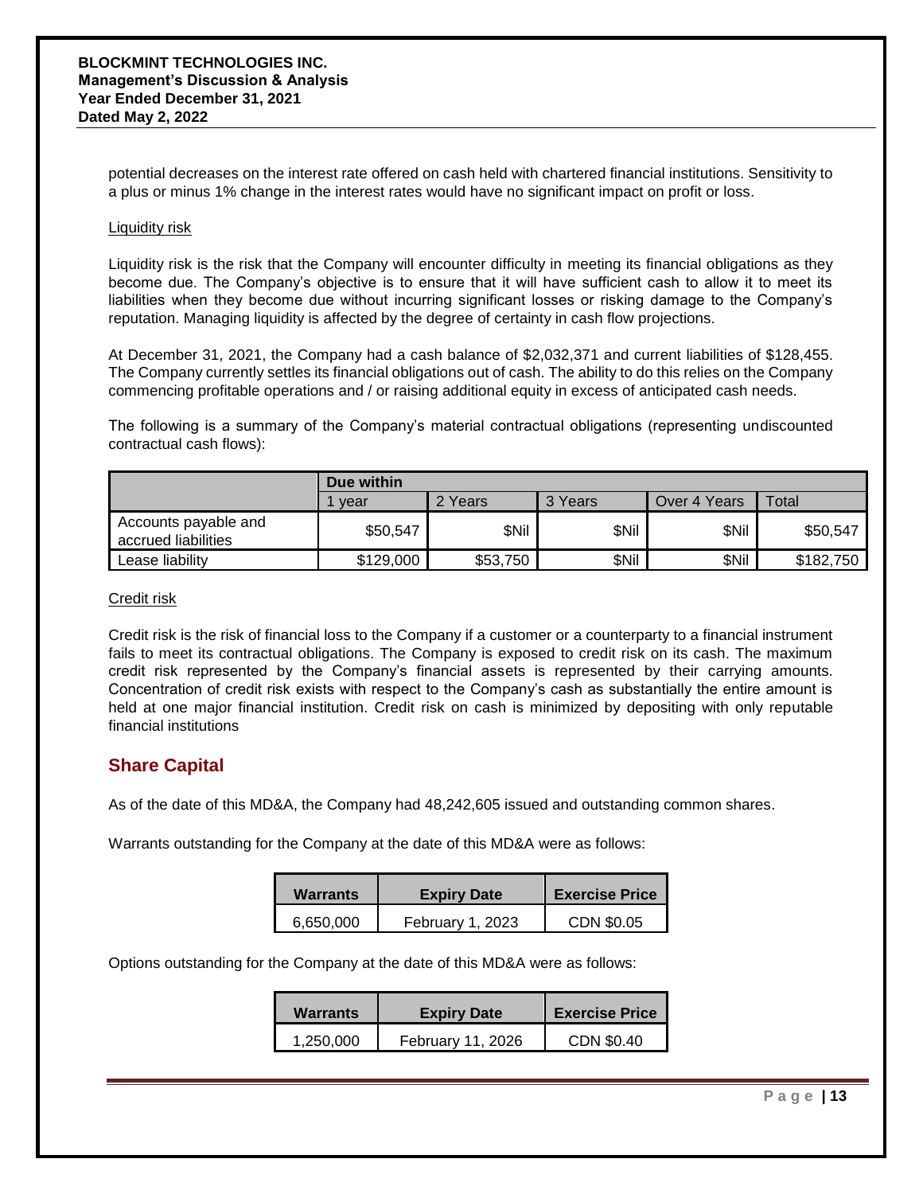potential decreases on the interest rate offered on cash held with chartered financial institutions. Sensitivity to a plus or minus 1% change in the interest rates would have no significant impact on profit or loss.

Liquidity risk

Liquidity risk is the risk that the Company will encounter difficulty in meeting its financial obligations as they become due. The Company's objective is to ensure that it will have sufficient cash to allow it to meet its liabilities when they become due without incurring significant losses or risking damage to the Company's reputation. Managing liquidity is affected by the degree of certainty in cash flow projections.

At December 31, 2021, the Company had a cash balance of $2,032,371 and current liabilities of $128,455. The Company currently settles its financial obligations out of cash. The ability to do this relies on the Company commencing profitable operations and / or raising additional equity in excess of anticipated cash needs.

The following is a summary of the Company's material contractual obligations (representing undiscounted contractual cash flows):

| | Due within | | | | |
|---|---|---|---|---|---|
| | 1 year | 2 Years | 3 Years | Over 4 Years | Total |
| Accounts payable and accrued liabilities | $50,547 | $Nil | $Nil | $Nil | $50,547 |
| Lease liability | $129,000 | $53,750 | $Nil | $Nil | $182,750 |

Credit risk

Credit risk is the risk of financial loss to the Company if a customer or a counterparty to a financial instrument fails to meet its contractual obligations. The Company is exposed to credit risk on its cash. The maximum credit risk represented by the Company's financial assets is represented by their carrying amounts. Concentration of credit risk exists with respect to the Company's cash as substantially the entire amount is held at one major financial institution. Credit risk on cash is minimized by depositing with only reputable financial institutions

## Share Capital

As of the date of this MD&A, the Company had 48,242,605 issued and outstanding common shares.

Warrants outstanding for the Company at the date of this MD&A were as follows:

| Warrants | Expiry Date | Exercise Price |
|---|---|---|
| 6,650,000 | February 1, 2023 | CDN $0.05 |

Options outstanding for the Company at the date of this MD&A were as follows:

| Warrants | Expiry Date | Exercise Price |
|---|---|---|
| 1,250,000 | February 11, 2026 | CDN $0.40 |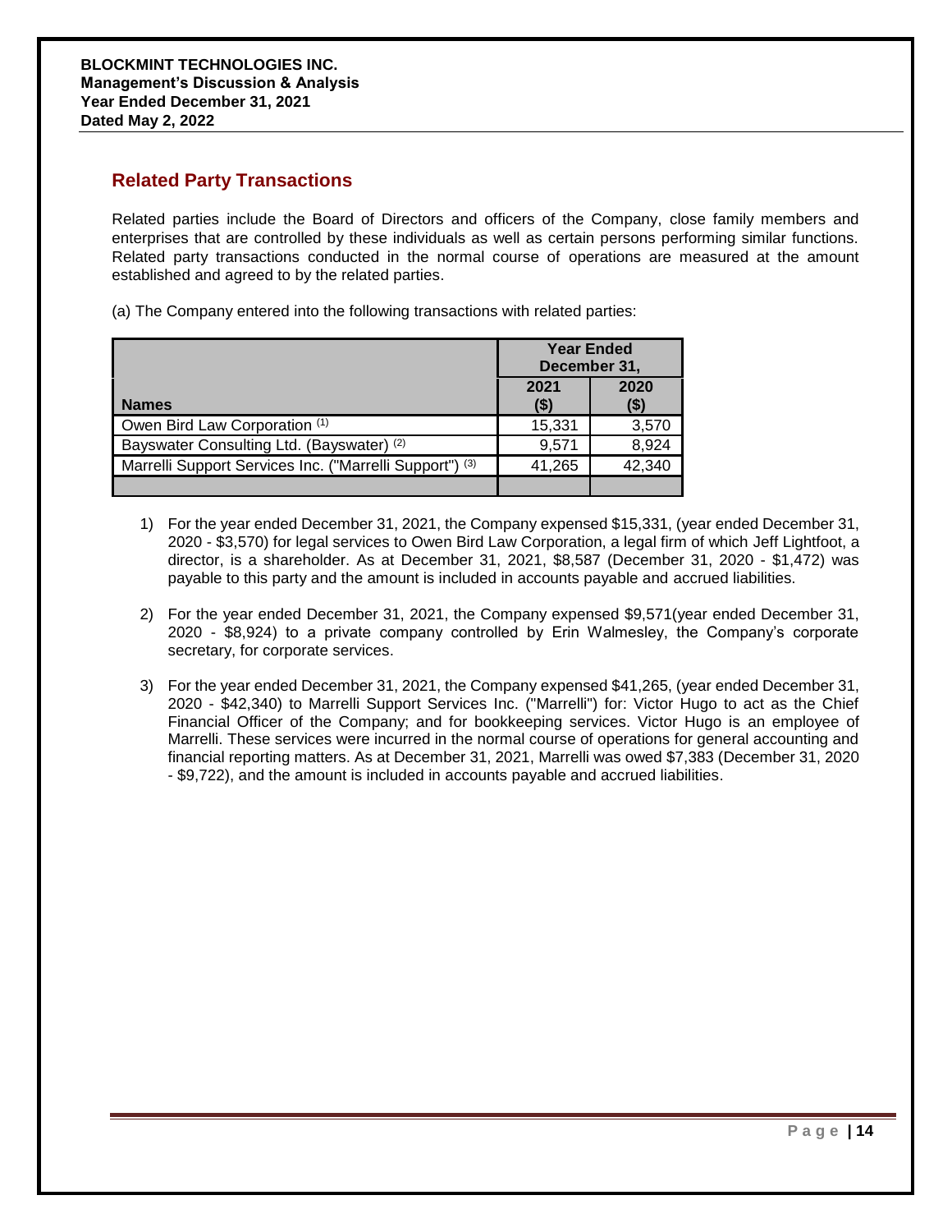## Related Party Transactions

Related parties include the Board of Directors and officers of the Company, close family members and enterprises that are controlled by these individuals as well as certain persons performing similar functions. Related party transactions conducted in the normal course of operations are measured at the amount established and agreed to by the related parties.

(a) The Company entered into the following transactions with related parties:

| | Year Ended December 31, | |
|---|---|---|
| **Names** | **2021 ($)** | **2020 ($)** |
| Owen Bird Law Corporation [(1)] | 15,331 | 3,570 |
| Bayswater Consulting Ltd. (Bayswater) [(2)] | 9,571 | 8,924 |
| Marrelli Support Services Inc. ("Marrelli Support") [(3)] | 41,265 | 42,340 |
| | | |

1) For the year ended December 31, 2021, the Company expensed $15,331, (year ended December 31, 2020 - $3,570) for legal services to Owen Bird Law Corporation, a legal firm of which Jeff Lightfoot, a director, is a shareholder. As at December 31, 2021, $8,587 (December 31, 2020 - $1,472) was payable to this party and the amount is included in accounts payable and accrued liabilities.

2) For the year ended December 31, 2021, the Company expensed $9,571(year ended December 31, 2020 - $8,924) to a private company controlled by Erin Walmesley, the Company's corporate secretary, for corporate services.

3) For the year ended December 31, 2021, the Company expensed $41,265, (year ended December 31, 2020 - $42,340) to Marrelli Support Services Inc. ("Marrelli") for: Victor Hugo to act as the Chief Financial Officer of the Company; and for bookkeeping services. Victor Hugo is an employee of Marrelli. These services were incurred in the normal course of operations for general accounting and financial reporting matters. As at December 31, 2021, Marrelli was owed $7,383 (December 31, 2020 - $9,722), and the amount is included in accounts payable and accrued liabilities.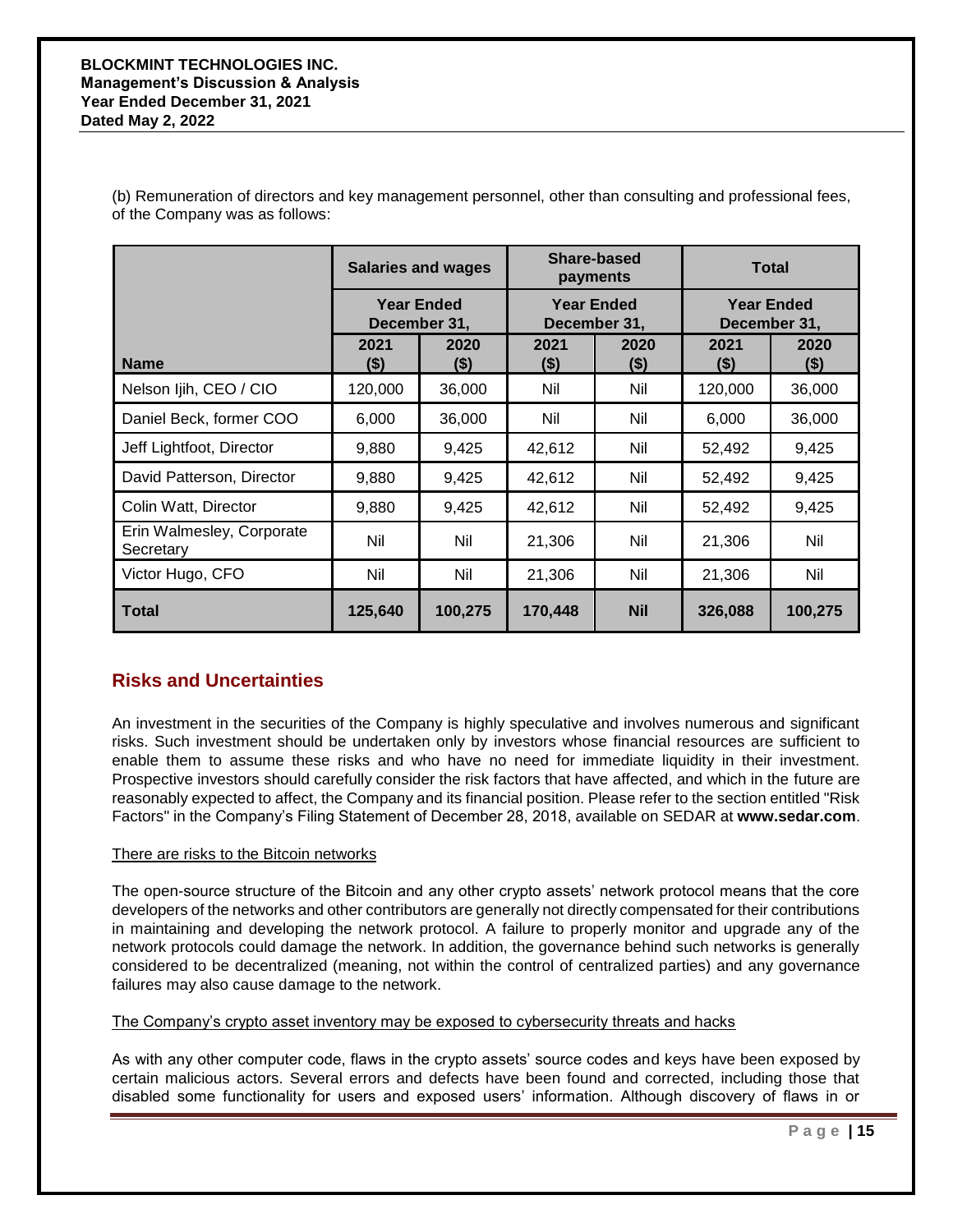(b) Remuneration of directors and key management personnel, other than consulting and professional fees, of the Company was as follows:

| Name | Salaries and wages | | Share-based payments | | Total | |
|---|---|---|---|---|---|---|
| | Year Ended December 31, | | Year Ended December 31, | | Year Ended December 31, | |
| | 2021 ($) | 2020 ($) | 2021 ($) | 2020 ($) | 2021 ($) | 2020 ($) |
| Nelson Ijih, CEO / CIO | 120,000 | 36,000 | Nil | Nil | 120,000 | 36,000 |
| Daniel Beck, former COO | 6,000 | 36,000 | Nil | Nil | 6,000 | 36,000 |
| Jeff Lightfoot, Director | 9,880 | 9,425 | 42,612 | Nil | 52,492 | 9,425 |
| David Patterson, Director | 9,880 | 9,425 | 42,612 | Nil | 52,492 | 9,425 |
| Colin Watt, Director | 9,880 | 9,425 | 42,612 | Nil | 52,492 | 9,425 |
| Erin Walmesley, Corporate Secretary | Nil | Nil | 21,306 | Nil | 21,306 | Nil |
| Victor Hugo, CFO | Nil | Nil | 21,306 | Nil | 21,306 | Nil |
| **Total** | **125,640** | **100,275** | **170,448** | **Nil** | **326,088** | **100,275** |

## Risks and Uncertainties

An investment in the securities of the Company is highly speculative and involves numerous and significant risks. Such investment should be undertaken only by investors whose financial resources are sufficient to enable them to assume these risks and who have no need for immediate liquidity in their investment. Prospective investors should carefully consider the risk factors that have affected, and which in the future are reasonably expected to affect, the Company and its financial position. Please refer to the section entitled "Risk Factors" in the Company's Filing Statement of December 28, 2018, available on SEDAR at **www.sedar.com**.

<u>There are risks to the Bitcoin networks</u>

The open-source structure of the Bitcoin and any other crypto assets' network protocol means that the core developers of the networks and other contributors are generally not directly compensated for their contributions in maintaining and developing the network protocol. A failure to properly monitor and upgrade any of the network protocols could damage the network. In addition, the governance behind such networks is generally considered to be decentralized (meaning, not within the control of centralized parties) and any governance failures may also cause damage to the network.

<u>The Company's crypto asset inventory may be exposed to cybersecurity threats and hacks</u>

As with any other computer code, flaws in the crypto assets' source codes and keys have been exposed by certain malicious actors. Several errors and defects have been found and corrected, including those that disabled some functionality for users and exposed users' information. Although discovery of flaws in or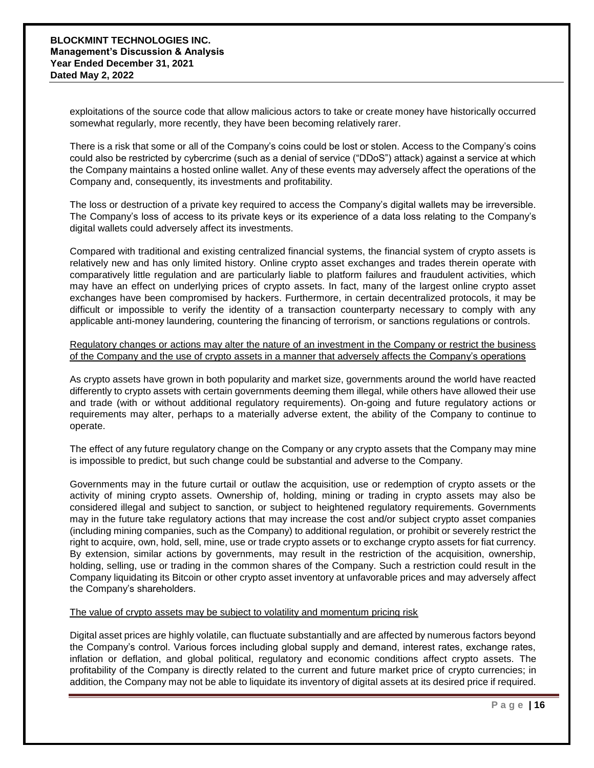exploitations of the source code that allow malicious actors to take or create money have historically occurred somewhat regularly, more recently, they have been becoming relatively rarer.

There is a risk that some or all of the Company's coins could be lost or stolen. Access to the Company's coins could also be restricted by cybercrime (such as a denial of service ("DDoS") attack) against a service at which the Company maintains a hosted online wallet. Any of these events may adversely affect the operations of the Company and, consequently, its investments and profitability.

The loss or destruction of a private key required to access the Company's digital wallets may be irreversible. The Company's loss of access to its private keys or its experience of a data loss relating to the Company's digital wallets could adversely affect its investments.

Compared with traditional and existing centralized financial systems, the financial system of crypto assets is relatively new and has only limited history. Online crypto asset exchanges and trades therein operate with comparatively little regulation and are particularly liable to platform failures and fraudulent activities, which may have an effect on underlying prices of crypto assets. In fact, many of the largest online crypto asset exchanges have been compromised by hackers. Furthermore, in certain decentralized protocols, it may be difficult or impossible to verify the identity of a transaction counterparty necessary to comply with any applicable anti-money laundering, countering the financing of terrorism, or sanctions regulations or controls.

<u>Regulatory changes or actions may alter the nature of an investment in the Company or restrict the business of the Company and the use of crypto assets in a manner that adversely affects the Company's operations</u>

As crypto assets have grown in both popularity and market size, governments around the world have reacted differently to crypto assets with certain governments deeming them illegal, while others have allowed their use and trade (with or without additional regulatory requirements). On-going and future regulatory actions or requirements may alter, perhaps to a materially adverse extent, the ability of the Company to continue to operate.

The effect of any future regulatory change on the Company or any crypto assets that the Company may mine is impossible to predict, but such change could be substantial and adverse to the Company.

Governments may in the future curtail or outlaw the acquisition, use or redemption of crypto assets or the activity of mining crypto assets. Ownership of, holding, mining or trading in crypto assets may also be considered illegal and subject to sanction, or subject to heightened regulatory requirements. Governments may in the future take regulatory actions that may increase the cost and/or subject crypto asset companies (including mining companies, such as the Company) to additional regulation, or prohibit or severely restrict the right to acquire, own, hold, sell, mine, use or trade crypto assets or to exchange crypto assets for fiat currency. By extension, similar actions by governments, may result in the restriction of the acquisition, ownership, holding, selling, use or trading in the common shares of the Company. Such a restriction could result in the Company liquidating its Bitcoin or other crypto asset inventory at unfavorable prices and may adversely affect the Company's shareholders.

<u>The value of crypto assets may be subject to volatility and momentum pricing risk</u>

Digital asset prices are highly volatile, can fluctuate substantially and are affected by numerous factors beyond the Company's control. Various forces including global supply and demand, interest rates, exchange rates, inflation or deflation, and global political, regulatory and economic conditions affect crypto assets. The profitability of the Company is directly related to the current and future market price of crypto currencies; in addition, the Company may not be able to liquidate its inventory of digital assets at its desired price if required.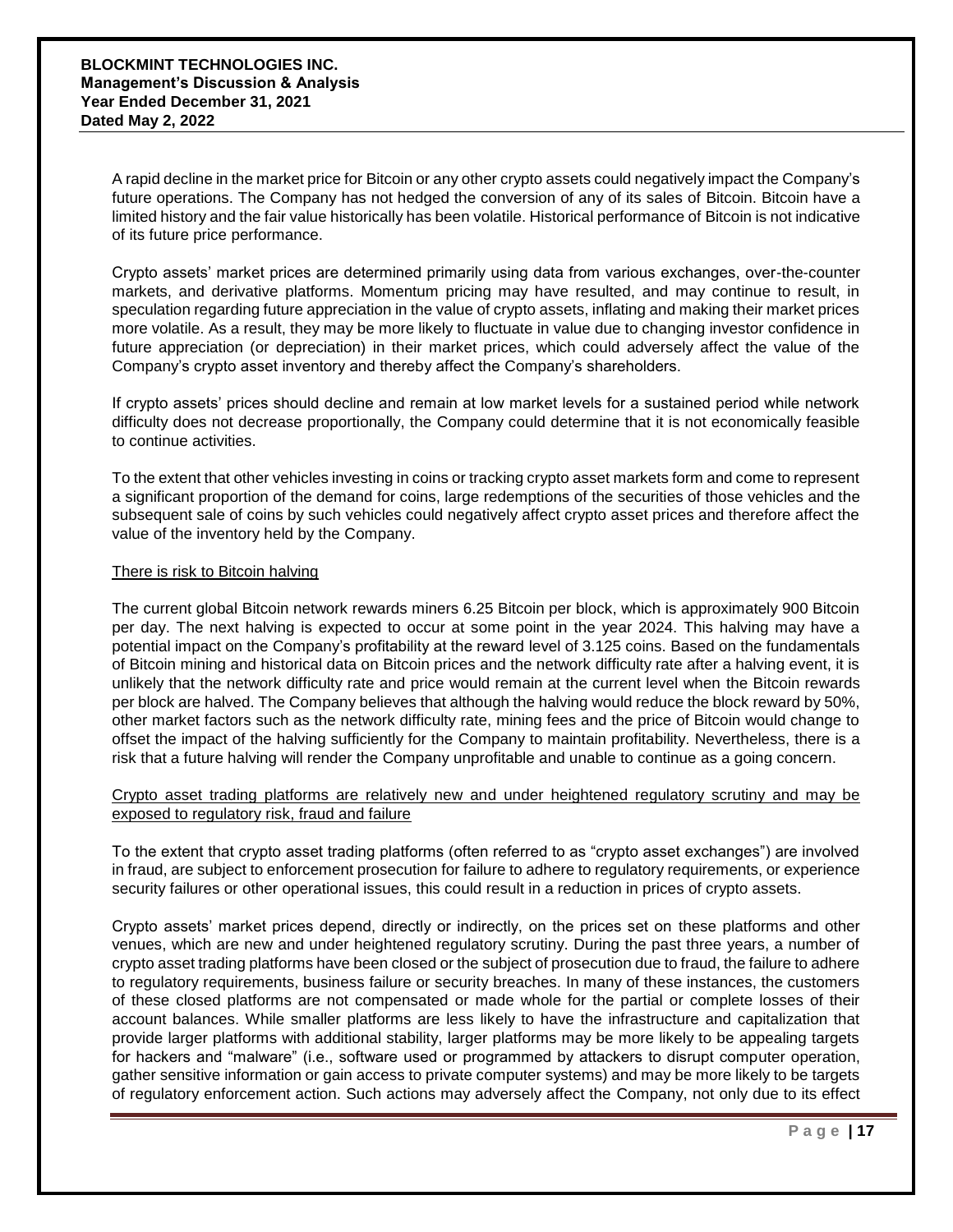A rapid decline in the market price for Bitcoin or any other crypto assets could negatively impact the Company's future operations. The Company has not hedged the conversion of any of its sales of Bitcoin. Bitcoin have a limited history and the fair value historically has been volatile. Historical performance of Bitcoin is not indicative of its future price performance.

Crypto assets' market prices are determined primarily using data from various exchanges, over-the-counter markets, and derivative platforms. Momentum pricing may have resulted, and may continue to result, in speculation regarding future appreciation in the value of crypto assets, inflating and making their market prices more volatile. As a result, they may be more likely to fluctuate in value due to changing investor confidence in future appreciation (or depreciation) in their market prices, which could adversely affect the value of the Company's crypto asset inventory and thereby affect the Company's shareholders.

If crypto assets' prices should decline and remain at low market levels for a sustained period while network difficulty does not decrease proportionally, the Company could determine that it is not economically feasible to continue activities.

To the extent that other vehicles investing in coins or tracking crypto asset markets form and come to represent a significant proportion of the demand for coins, large redemptions of the securities of those vehicles and the subsequent sale of coins by such vehicles could negatively affect crypto asset prices and therefore affect the value of the inventory held by the Company.

<u>There is risk to Bitcoin halving</u>

The current global Bitcoin network rewards miners 6.25 Bitcoin per block, which is approximately 900 Bitcoin per day. The next halving is expected to occur at some point in the year 2024. This halving may have a potential impact on the Company's profitability at the reward level of 3.125 coins. Based on the fundamentals of Bitcoin mining and historical data on Bitcoin prices and the network difficulty rate after a halving event, it is unlikely that the network difficulty rate and price would remain at the current level when the Bitcoin rewards per block are halved. The Company believes that although the halving would reduce the block reward by 50%, other market factors such as the network difficulty rate, mining fees and the price of Bitcoin would change to offset the impact of the halving sufficiently for the Company to maintain profitability. Nevertheless, there is a risk that a future halving will render the Company unprofitable and unable to continue as a going concern.

<u>Crypto asset trading platforms are relatively new and under heightened regulatory scrutiny and may be exposed to regulatory risk, fraud and failure</u>

To the extent that crypto asset trading platforms (often referred to as "crypto asset exchanges") are involved in fraud, are subject to enforcement prosecution for failure to adhere to regulatory requirements, or experience security failures or other operational issues, this could result in a reduction in prices of crypto assets.

Crypto assets' market prices depend, directly or indirectly, on the prices set on these platforms and other venues, which are new and under heightened regulatory scrutiny. During the past three years, a number of crypto asset trading platforms have been closed or the subject of prosecution due to fraud, the failure to adhere to regulatory requirements, business failure or security breaches. In many of these instances, the customers of these closed platforms are not compensated or made whole for the partial or complete losses of their account balances. While smaller platforms are less likely to have the infrastructure and capitalization that provide larger platforms with additional stability, larger platforms may be more likely to be appealing targets for hackers and "malware" (i.e., software used or programmed by attackers to disrupt computer operation, gather sensitive information or gain access to private computer systems) and may be more likely to be targets of regulatory enforcement action. Such actions may adversely affect the Company, not only due to its effect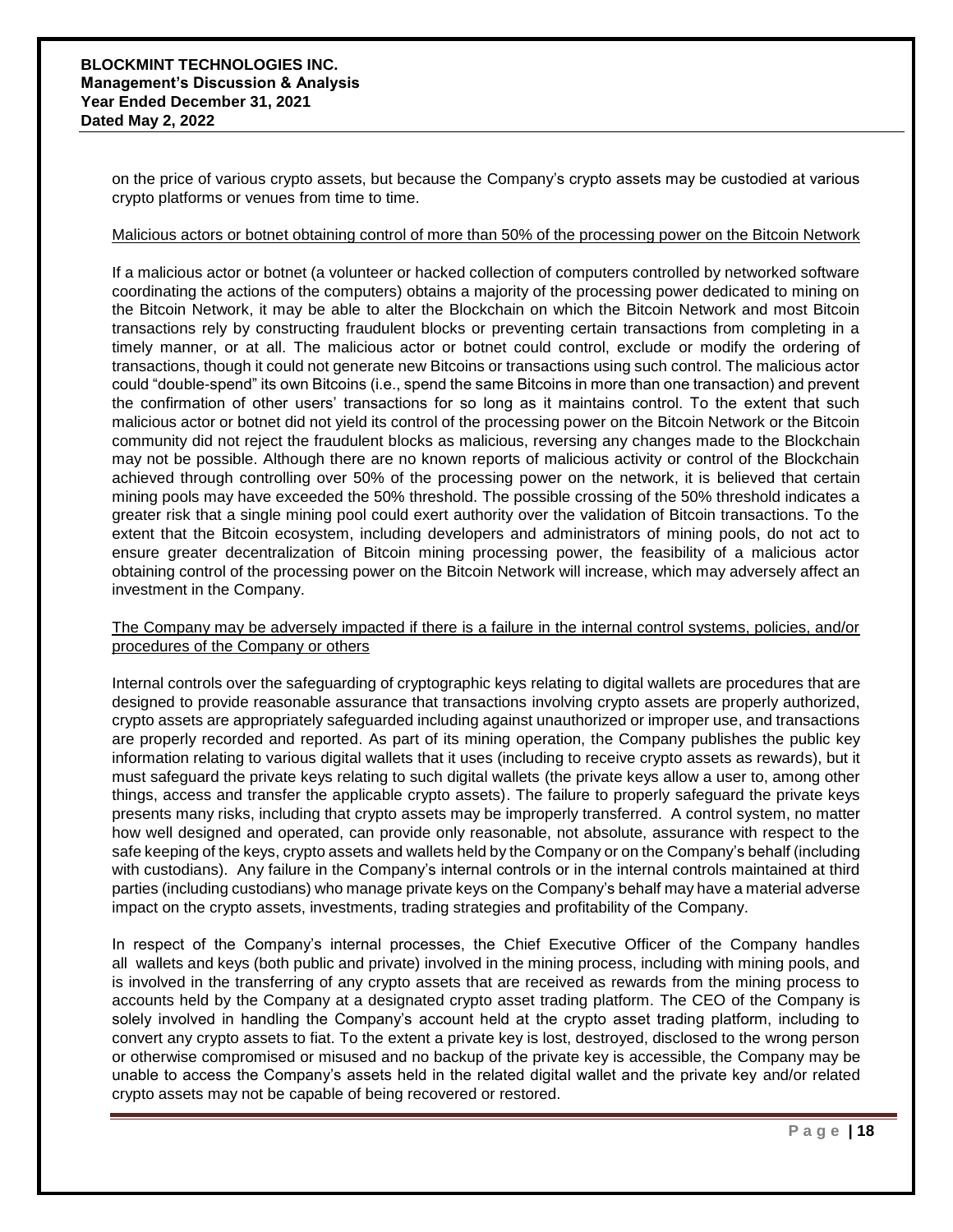on the price of various crypto assets, but because the Company's crypto assets may be custodied at various crypto platforms or venues from time to time.

Malicious actors or botnet obtaining control of more than 50% of the processing power on the Bitcoin Network

If a malicious actor or botnet (a volunteer or hacked collection of computers controlled by networked software coordinating the actions of the computers) obtains a majority of the processing power dedicated to mining on the Bitcoin Network, it may be able to alter the Blockchain on which the Bitcoin Network and most Bitcoin transactions rely by constructing fraudulent blocks or preventing certain transactions from completing in a timely manner, or at all. The malicious actor or botnet could control, exclude or modify the ordering of transactions, though it could not generate new Bitcoins or transactions using such control. The malicious actor could "double-spend" its own Bitcoins (i.e., spend the same Bitcoins in more than one transaction) and prevent the confirmation of other users' transactions for so long as it maintains control. To the extent that such malicious actor or botnet did not yield its control of the processing power on the Bitcoin Network or the Bitcoin community did not reject the fraudulent blocks as malicious, reversing any changes made to the Blockchain may not be possible. Although there are no known reports of malicious activity or control of the Blockchain achieved through controlling over 50% of the processing power on the network, it is believed that certain mining pools may have exceeded the 50% threshold. The possible crossing of the 50% threshold indicates a greater risk that a single mining pool could exert authority over the validation of Bitcoin transactions. To the extent that the Bitcoin ecosystem, including developers and administrators of mining pools, do not act to ensure greater decentralization of Bitcoin mining processing power, the feasibility of a malicious actor obtaining control of the processing power on the Bitcoin Network will increase, which may adversely affect an investment in the Company.

The Company may be adversely impacted if there is a failure in the internal control systems, policies, and/or procedures of the Company or others

Internal controls over the safeguarding of cryptographic keys relating to digital wallets are procedures that are designed to provide reasonable assurance that transactions involving crypto assets are properly authorized, crypto assets are appropriately safeguarded including against unauthorized or improper use, and transactions are properly recorded and reported. As part of its mining operation, the Company publishes the public key information relating to various digital wallets that it uses (including to receive crypto assets as rewards), but it must safeguard the private keys relating to such digital wallets (the private keys allow a user to, among other things, access and transfer the applicable crypto assets). The failure to properly safeguard the private keys presents many risks, including that crypto assets may be improperly transferred. A control system, no matter how well designed and operated, can provide only reasonable, not absolute, assurance with respect to the safe keeping of the keys, crypto assets and wallets held by the Company or on the Company's behalf (including with custodians). Any failure in the Company's internal controls or in the internal controls maintained at third parties (including custodians) who manage private keys on the Company's behalf may have a material adverse impact on the crypto assets, investments, trading strategies and profitability of the Company.

In respect of the Company's internal processes, the Chief Executive Officer of the Company handles all wallets and keys (both public and private) involved in the mining process, including with mining pools, and is involved in the transferring of any crypto assets that are received as rewards from the mining process to accounts held by the Company at a designated crypto asset trading platform. The CEO of the Company is solely involved in handling the Company's account held at the crypto asset trading platform, including to convert any crypto assets to fiat. To the extent a private key is lost, destroyed, disclosed to the wrong person or otherwise compromised or misused and no backup of the private key is accessible, the Company may be unable to access the Company's assets held in the related digital wallet and the private key and/or related crypto assets may not be capable of being recovered or restored.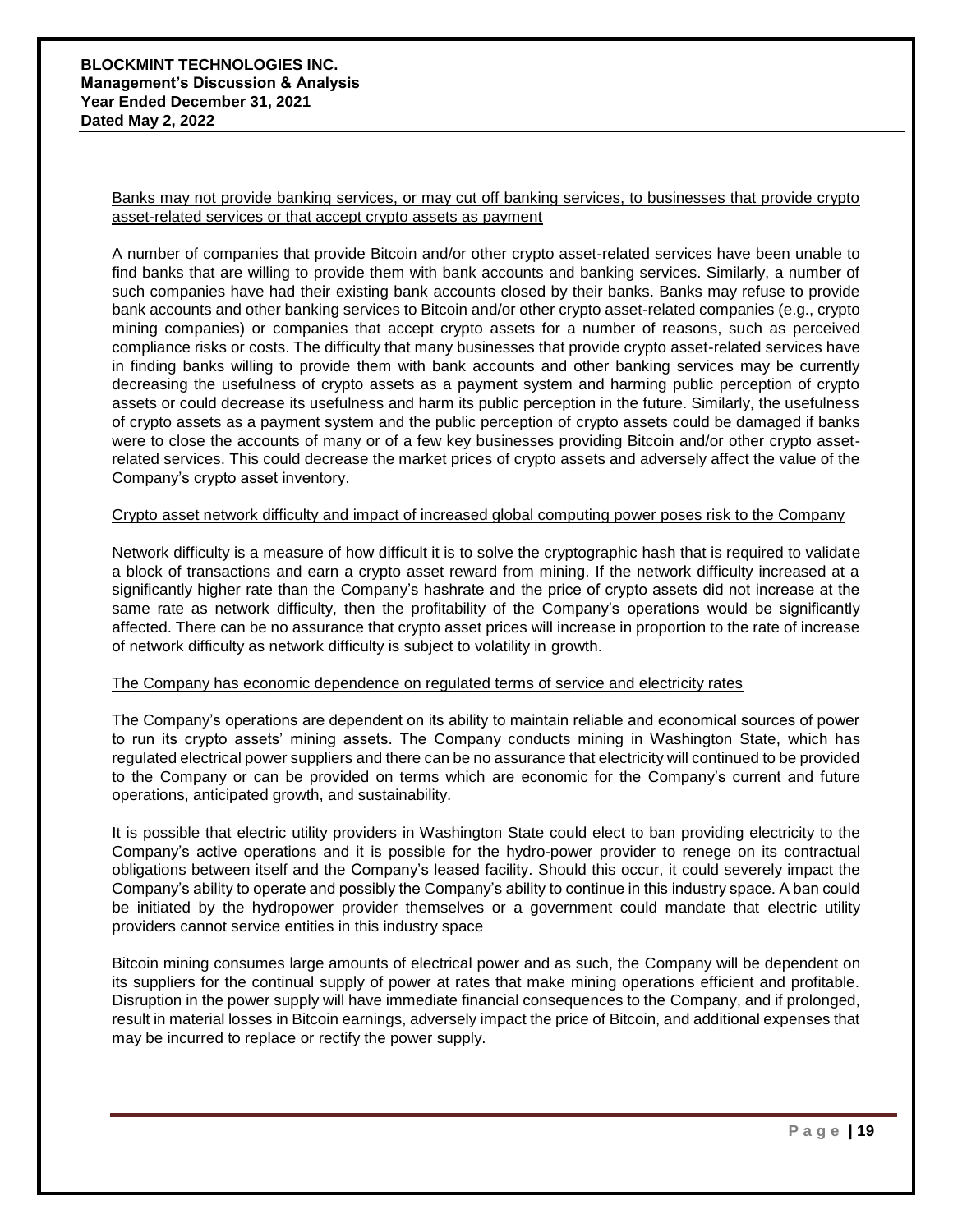Banks may not provide banking services, or may cut off banking services, to businesses that provide crypto asset-related services or that accept crypto assets as payment

A number of companies that provide Bitcoin and/or other crypto asset-related services have been unable to find banks that are willing to provide them with bank accounts and banking services. Similarly, a number of such companies have had their existing bank accounts closed by their banks. Banks may refuse to provide bank accounts and other banking services to Bitcoin and/or other crypto asset-related companies (e.g., crypto mining companies) or companies that accept crypto assets for a number of reasons, such as perceived compliance risks or costs. The difficulty that many businesses that provide crypto asset-related services have in finding banks willing to provide them with bank accounts and other banking services may be currently decreasing the usefulness of crypto assets as a payment system and harming public perception of crypto assets or could decrease its usefulness and harm its public perception in the future. Similarly, the usefulness of crypto assets as a payment system and the public perception of crypto assets could be damaged if banks were to close the accounts of many or of a few key businesses providing Bitcoin and/or other crypto asset-related services. This could decrease the market prices of crypto assets and adversely affect the value of the Company's crypto asset inventory.

Crypto asset network difficulty and impact of increased global computing power poses risk to the Company

Network difficulty is a measure of how difficult it is to solve the cryptographic hash that is required to validate a block of transactions and earn a crypto asset reward from mining. If the network difficulty increased at a significantly higher rate than the Company's hashrate and the price of crypto assets did not increase at the same rate as network difficulty, then the profitability of the Company's operations would be significantly affected. There can be no assurance that crypto asset prices will increase in proportion to the rate of increase of network difficulty as network difficulty is subject to volatility in growth.

The Company has economic dependence on regulated terms of service and electricity rates

The Company's operations are dependent on its ability to maintain reliable and economical sources of power to run its crypto assets' mining assets. The Company conducts mining in Washington State, which has regulated electrical power suppliers and there can be no assurance that electricity will continued to be provided to the Company or can be provided on terms which are economic for the Company's current and future operations, anticipated growth, and sustainability.

It is possible that electric utility providers in Washington State could elect to ban providing electricity to the Company's active operations and it is possible for the hydro-power provider to renege on its contractual obligations between itself and the Company's leased facility. Should this occur, it could severely impact the Company's ability to operate and possibly the Company's ability to continue in this industry space. A ban could be initiated by the hydropower provider themselves or a government could mandate that electric utility providers cannot service entities in this industry space

Bitcoin mining consumes large amounts of electrical power and as such, the Company will be dependent on its suppliers for the continual supply of power at rates that make mining operations efficient and profitable. Disruption in the power supply will have immediate financial consequences to the Company, and if prolonged, result in material losses in Bitcoin earnings, adversely impact the price of Bitcoin, and additional expenses that may be incurred to replace or rectify the power supply.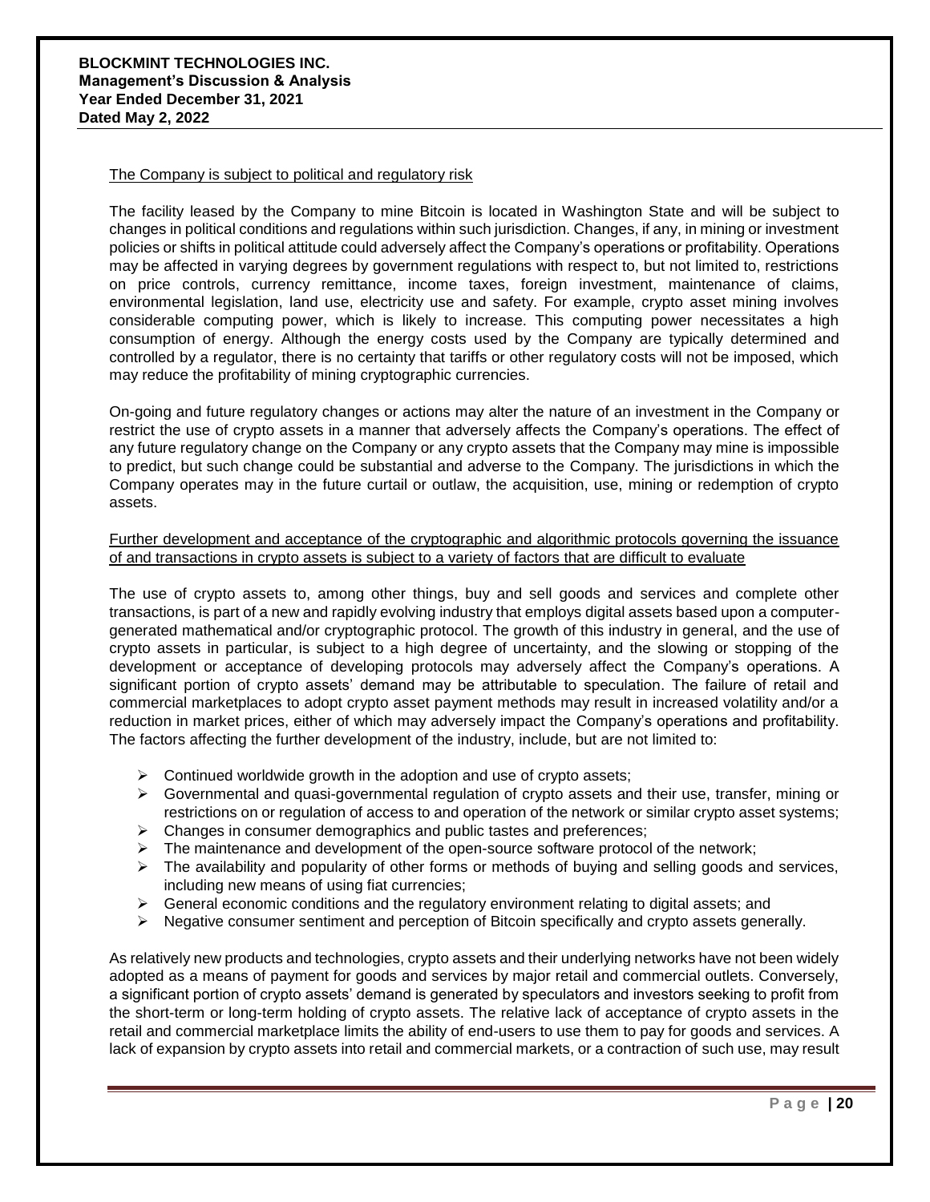The Company is subject to political and regulatory risk

The facility leased by the Company to mine Bitcoin is located in Washington State and will be subject to changes in political conditions and regulations within such jurisdiction. Changes, if any, in mining or investment policies or shifts in political attitude could adversely affect the Company's operations or profitability. Operations may be affected in varying degrees by government regulations with respect to, but not limited to, restrictions on price controls, currency remittance, income taxes, foreign investment, maintenance of claims, environmental legislation, land use, electricity use and safety. For example, crypto asset mining involves considerable computing power, which is likely to increase. This computing power necessitates a high consumption of energy. Although the energy costs used by the Company are typically determined and controlled by a regulator, there is no certainty that tariffs or other regulatory costs will not be imposed, which may reduce the profitability of mining cryptographic currencies.

On-going and future regulatory changes or actions may alter the nature of an investment in the Company or restrict the use of crypto assets in a manner that adversely affects the Company's operations. The effect of any future regulatory change on the Company or any crypto assets that the Company may mine is impossible to predict, but such change could be substantial and adverse to the Company. The jurisdictions in which the Company operates may in the future curtail or outlaw, the acquisition, use, mining or redemption of crypto assets.

Further development and acceptance of the cryptographic and algorithmic protocols governing the issuance of and transactions in crypto assets is subject to a variety of factors that are difficult to evaluate

The use of crypto assets to, among other things, buy and sell goods and services and complete other transactions, is part of a new and rapidly evolving industry that employs digital assets based upon a computer-generated mathematical and/or cryptographic protocol. The growth of this industry in general, and the use of crypto assets in particular, is subject to a high degree of uncertainty, and the slowing or stopping of the development or acceptance of developing protocols may adversely affect the Company's operations. A significant portion of crypto assets' demand may be attributable to speculation. The failure of retail and commercial marketplaces to adopt crypto asset payment methods may result in increased volatility and/or a reduction in market prices, either of which may adversely impact the Company's operations and profitability. The factors affecting the further development of the industry, include, but are not limited to:

- Continued worldwide growth in the adoption and use of crypto assets;
- Governmental and quasi-governmental regulation of crypto assets and their use, transfer, mining or restrictions on or regulation of access to and operation of the network or similar crypto asset systems;
- Changes in consumer demographics and public tastes and preferences;
- The maintenance and development of the open-source software protocol of the network;
- The availability and popularity of other forms or methods of buying and selling goods and services, including new means of using fiat currencies;
- General economic conditions and the regulatory environment relating to digital assets; and
- Negative consumer sentiment and perception of Bitcoin specifically and crypto assets generally.

As relatively new products and technologies, crypto assets and their underlying networks have not been widely adopted as a means of payment for goods and services by major retail and commercial outlets. Conversely, a significant portion of crypto assets' demand is generated by speculators and investors seeking to profit from the short-term or long-term holding of crypto assets. The relative lack of acceptance of crypto assets in the retail and commercial marketplace limits the ability of end-users to use them to pay for goods and services. A lack of expansion by crypto assets into retail and commercial markets, or a contraction of such use, may result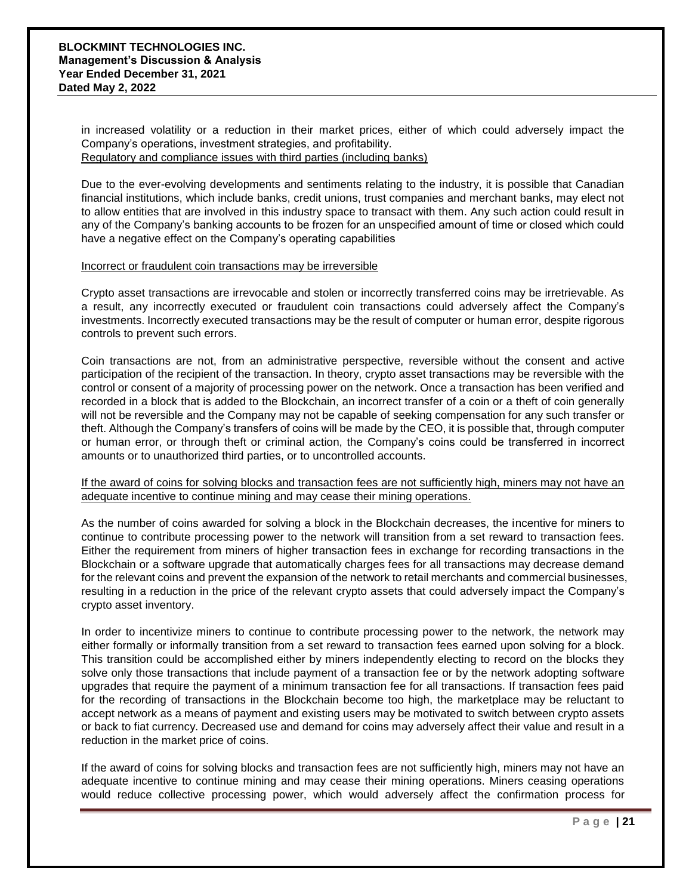in increased volatility or a reduction in their market prices, either of which could adversely impact the Company's operations, investment strategies, and profitability.

Regulatory and compliance issues with third parties (including banks)

Due to the ever-evolving developments and sentiments relating to the industry, it is possible that Canadian financial institutions, which include banks, credit unions, trust companies and merchant banks, may elect not to allow entities that are involved in this industry space to transact with them. Any such action could result in any of the Company's banking accounts to be frozen for an unspecified amount of time or closed which could have a negative effect on the Company's operating capabilities

Incorrect or fraudulent coin transactions may be irreversible

Crypto asset transactions are irrevocable and stolen or incorrectly transferred coins may be irretrievable. As a result, any incorrectly executed or fraudulent coin transactions could adversely affect the Company's investments. Incorrectly executed transactions may be the result of computer or human error, despite rigorous controls to prevent such errors.

Coin transactions are not, from an administrative perspective, reversible without the consent and active participation of the recipient of the transaction. In theory, crypto asset transactions may be reversible with the control or consent of a majority of processing power on the network. Once a transaction has been verified and recorded in a block that is added to the Blockchain, an incorrect transfer of a coin or a theft of coin generally will not be reversible and the Company may not be capable of seeking compensation for any such transfer or theft. Although the Company's transfers of coins will be made by the CEO, it is possible that, through computer or human error, or through theft or criminal action, the Company's coins could be transferred in incorrect amounts or to unauthorized third parties, or to uncontrolled accounts.

If the award of coins for solving blocks and transaction fees are not sufficiently high, miners may not have an adequate incentive to continue mining and may cease their mining operations.

As the number of coins awarded for solving a block in the Blockchain decreases, the incentive for miners to continue to contribute processing power to the network will transition from a set reward to transaction fees. Either the requirement from miners of higher transaction fees in exchange for recording transactions in the Blockchain or a software upgrade that automatically charges fees for all transactions may decrease demand for the relevant coins and prevent the expansion of the network to retail merchants and commercial businesses, resulting in a reduction in the price of the relevant crypto assets that could adversely impact the Company's crypto asset inventory.

In order to incentivize miners to continue to contribute processing power to the network, the network may either formally or informally transition from a set reward to transaction fees earned upon solving for a block. This transition could be accomplished either by miners independently electing to record on the blocks they solve only those transactions that include payment of a transaction fee or by the network adopting software upgrades that require the payment of a minimum transaction fee for all transactions. If transaction fees paid for the recording of transactions in the Blockchain become too high, the marketplace may be reluctant to accept network as a means of payment and existing users may be motivated to switch between crypto assets or back to fiat currency. Decreased use and demand for coins may adversely affect their value and result in a reduction in the market price of coins.

If the award of coins for solving blocks and transaction fees are not sufficiently high, miners may not have an adequate incentive to continue mining and may cease their mining operations. Miners ceasing operations would reduce collective processing power, which would adversely affect the confirmation process for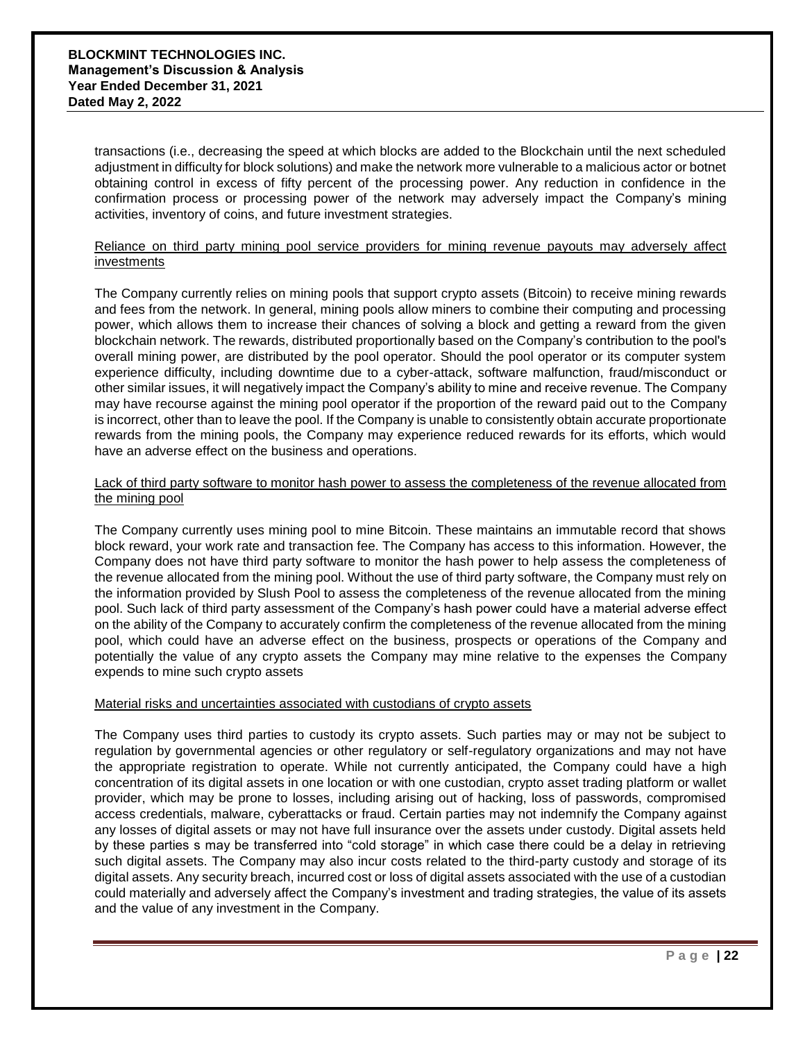transactions (i.e., decreasing the speed at which blocks are added to the Blockchain until the next scheduled adjustment in difficulty for block solutions) and make the network more vulnerable to a malicious actor or botnet obtaining control in excess of fifty percent of the processing power. Any reduction in confidence in the confirmation process or processing power of the network may adversely impact the Company's mining activities, inventory of coins, and future investment strategies.

<u>Reliance on third party mining pool service providers for mining revenue payouts may adversely affect investments</u>

The Company currently relies on mining pools that support crypto assets (Bitcoin) to receive mining rewards and fees from the network. In general, mining pools allow miners to combine their computing and processing power, which allows them to increase their chances of solving a block and getting a reward from the given blockchain network. The rewards, distributed proportionally based on the Company's contribution to the pool's overall mining power, are distributed by the pool operator. Should the pool operator or its computer system experience difficulty, including downtime due to a cyber-attack, software malfunction, fraud/misconduct or other similar issues, it will negatively impact the Company's ability to mine and receive revenue. The Company may have recourse against the mining pool operator if the proportion of the reward paid out to the Company is incorrect, other than to leave the pool. If the Company is unable to consistently obtain accurate proportionate rewards from the mining pools, the Company may experience reduced rewards for its efforts, which would have an adverse effect on the business and operations.

<u>Lack of third party software to monitor hash power to assess the completeness of the revenue allocated from the mining pool</u>

The Company currently uses mining pool to mine Bitcoin. These maintains an immutable record that shows block reward, your work rate and transaction fee. The Company has access to this information. However, the Company does not have third party software to monitor the hash power to help assess the completeness of the revenue allocated from the mining pool. Without the use of third party software, the Company must rely on the information provided by Slush Pool to assess the completeness of the revenue allocated from the mining pool. Such lack of third party assessment of the Company's hash power could have a material adverse effect on the ability of the Company to accurately confirm the completeness of the revenue allocated from the mining pool, which could have an adverse effect on the business, prospects or operations of the Company and potentially the value of any crypto assets the Company may mine relative to the expenses the Company expends to mine such crypto assets

<u>Material risks and uncertainties associated with custodians of crypto assets</u>

The Company uses third parties to custody its crypto assets. Such parties may or may not be subject to regulation by governmental agencies or other regulatory or self-regulatory organizations and may not have the appropriate registration to operate. While not currently anticipated, the Company could have a high concentration of its digital assets in one location or with one custodian, crypto asset trading platform or wallet provider, which may be prone to losses, including arising out of hacking, loss of passwords, compromised access credentials, malware, cyberattacks or fraud. Certain parties may not indemnify the Company against any losses of digital assets or may not have full insurance over the assets under custody. Digital assets held by these parties s may be transferred into "cold storage" in which case there could be a delay in retrieving such digital assets. The Company may also incur costs related to the third-party custody and storage of its digital assets. Any security breach, incurred cost or loss of digital assets associated with the use of a custodian could materially and adversely affect the Company's investment and trading strategies, the value of its assets and the value of any investment in the Company.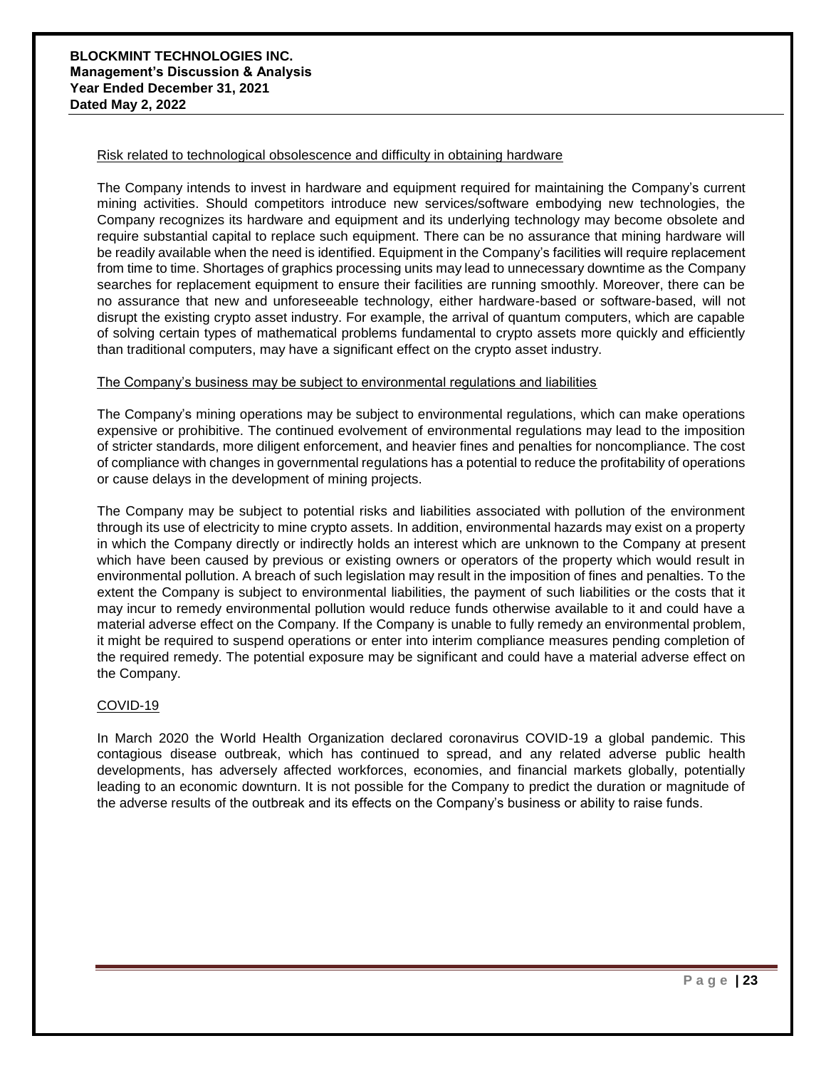Risk related to technological obsolescence and difficulty in obtaining hardware

The Company intends to invest in hardware and equipment required for maintaining the Company's current mining activities. Should competitors introduce new services/software embodying new technologies, the Company recognizes its hardware and equipment and its underlying technology may become obsolete and require substantial capital to replace such equipment. There can be no assurance that mining hardware will be readily available when the need is identified. Equipment in the Company's facilities will require replacement from time to time. Shortages of graphics processing units may lead to unnecessary downtime as the Company searches for replacement equipment to ensure their facilities are running smoothly. Moreover, there can be no assurance that new and unforeseeable technology, either hardware-based or software-based, will not disrupt the existing crypto asset industry. For example, the arrival of quantum computers, which are capable of solving certain types of mathematical problems fundamental to crypto assets more quickly and efficiently than traditional computers, may have a significant effect on the crypto asset industry.

The Company's business may be subject to environmental regulations and liabilities

The Company's mining operations may be subject to environmental regulations, which can make operations expensive or prohibitive. The continued evolvement of environmental regulations may lead to the imposition of stricter standards, more diligent enforcement, and heavier fines and penalties for noncompliance. The cost of compliance with changes in governmental regulations has a potential to reduce the profitability of operations or cause delays in the development of mining projects.

The Company may be subject to potential risks and liabilities associated with pollution of the environment through its use of electricity to mine crypto assets. In addition, environmental hazards may exist on a property in which the Company directly or indirectly holds an interest which are unknown to the Company at present which have been caused by previous or existing owners or operators of the property which would result in environmental pollution. A breach of such legislation may result in the imposition of fines and penalties. To the extent the Company is subject to environmental liabilities, the payment of such liabilities or the costs that it may incur to remedy environmental pollution would reduce funds otherwise available to it and could have a material adverse effect on the Company. If the Company is unable to fully remedy an environmental problem, it might be required to suspend operations or enter into interim compliance measures pending completion of the required remedy. The potential exposure may be significant and could have a material adverse effect on the Company.

COVID-19

In March 2020 the World Health Organization declared coronavirus COVID-19 a global pandemic. This contagious disease outbreak, which has continued to spread, and any related adverse public health developments, has adversely affected workforces, economies, and financial markets globally, potentially leading to an economic downturn. It is not possible for the Company to predict the duration or magnitude of the adverse results of the outbreak and its effects on the Company's business or ability to raise funds.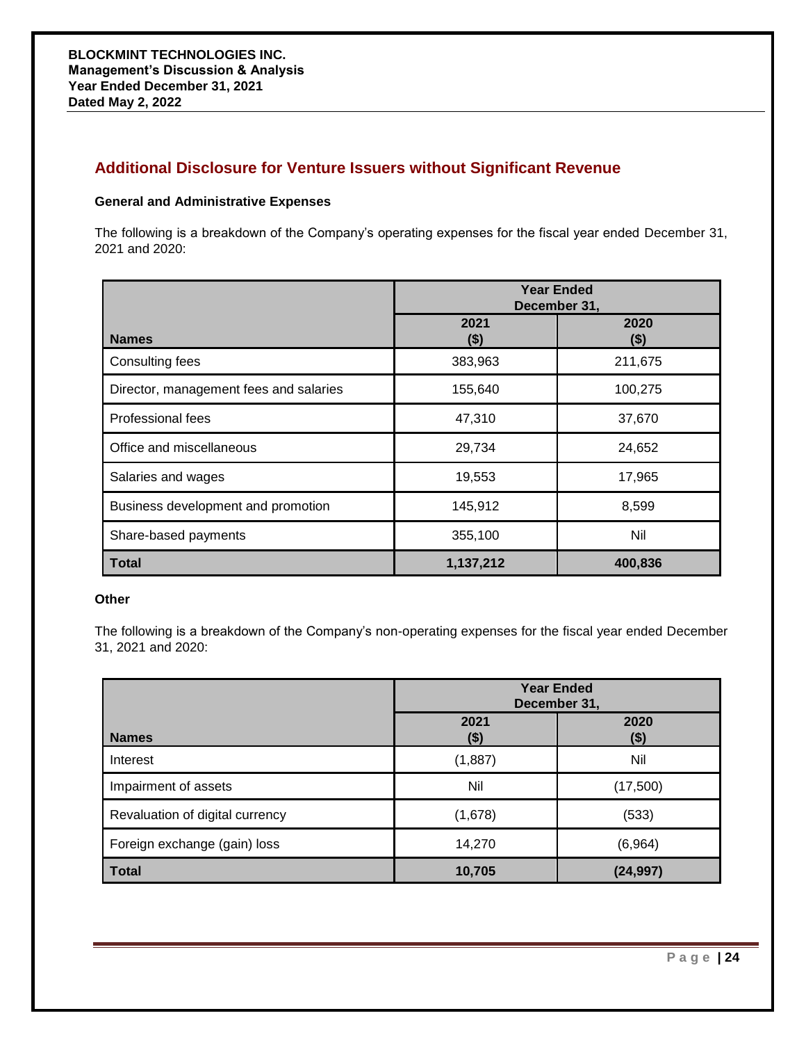## Additional Disclosure for Venture Issuers without Significant Revenue

### General and Administrative Expenses

The following is a breakdown of the Company's operating expenses for the fiscal year ended December 31, 2021 and 2020:

| Names | Year Ended December 31, | |
|---|---|---|
| | 2021 ($) | 2020 ($) |
| Consulting fees | 383,963 | 211,675 |
| Director, management fees and salaries | 155,640 | 100,275 |
| Professional fees | 47,310 | 37,670 |
| Office and miscellaneous | 29,734 | 24,652 |
| Salaries and wages | 19,553 | 17,965 |
| Business development and promotion | 145,912 | 8,599 |
| Share-based payments | 355,100 | Nil |
| **Total** | **1,137,212** | **400,836** |

### Other

The following is a breakdown of the Company's non-operating expenses for the fiscal year ended December 31, 2021 and 2020:

| Names | Year Ended December 31, | |
|---|---|---|
| | 2021 ($) | 2020 ($) |
| Interest | (1,887) | Nil |
| Impairment of assets | Nil | (17,500) |
| Revaluation of digital currency | (1,678) | (533) |
| Foreign exchange (gain) loss | 14,270 | (6,964) |
| **Total** | **10,705** | **(24,997)** |